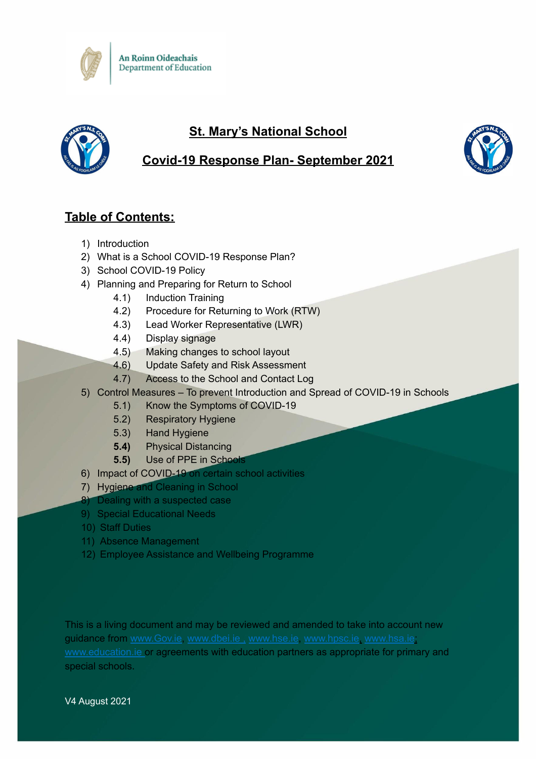An Roinn Oideachais
Department of Education

# St. Mary's National School

# Covid-19 Response Plan- September 2021

## Table of Contents:

1) Introduction
2) What is a School COVID-19 Response Plan?
3) School COVID-19 Policy
4) Planning and Preparing for Return to School
   - 4.1) Induction Training
   - 4.2) Procedure for Returning to Work (RTW)
   - 4.3) Lead Worker Representative (LWR)
   - 4.4) Display signage
   - 4.5) Making changes to school layout
   - 4.6) Update Safety and Risk Assessment
   - 4.7) Access to the School and Contact Log
5) Control Measures – To prevent Introduction and Spread of COVID-19 in Schools
   - 5.1) Know the Symptoms of COVID-19
   - 5.2) Respiratory Hygiene
   - 5.3) Hand Hygiene
   - **5.4)** Physical Distancing
   - **5.5)** Use of PPE in Schools
6) Impact of COVID-19 on certain school activities
7) Hygiene and Cleaning in School
8) Dealing with a suspected case
9) Special Educational Needs
10) Staff Duties
11) Absence Management
12) Employee Assistance and Wellbeing Programme

This is a living document and may be reviewed and amended to take into account new guidance from www.Gov.ie, www.dbei.ie , www.hse.ie, www.hpsc.ie, www.hsa.ie; www.education.ie or agreements with education partners as appropriate for primary and special schools.

V4 August 2021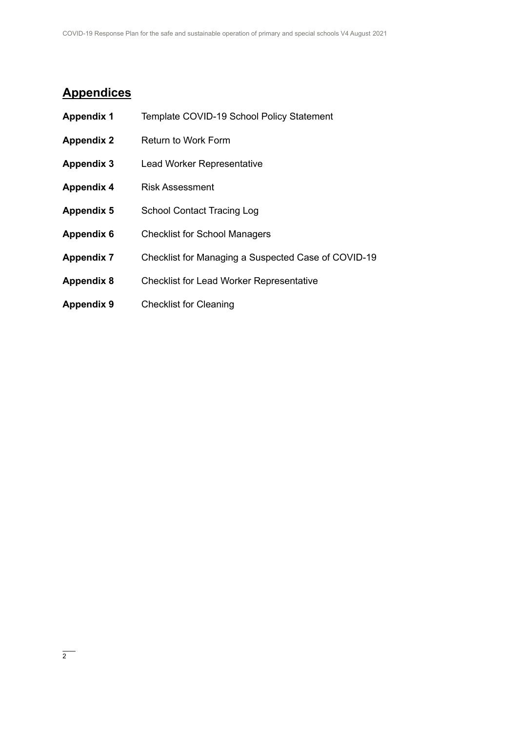## Appendices

| | |
|---|---|
| **Appendix 1** | Template COVID-19 School Policy Statement |
| **Appendix 2** | Return to Work Form |
| **Appendix 3** | Lead Worker Representative |
| **Appendix 4** | Risk Assessment |
| **Appendix 5** | School Contact Tracing Log |
| **Appendix 6** | Checklist for School Managers |
| **Appendix 7** | Checklist for Managing a Suspected Case of COVID-19 |
| **Appendix 8** | Checklist for Lead Worker Representative |
| **Appendix 9** | Checklist for Cleaning |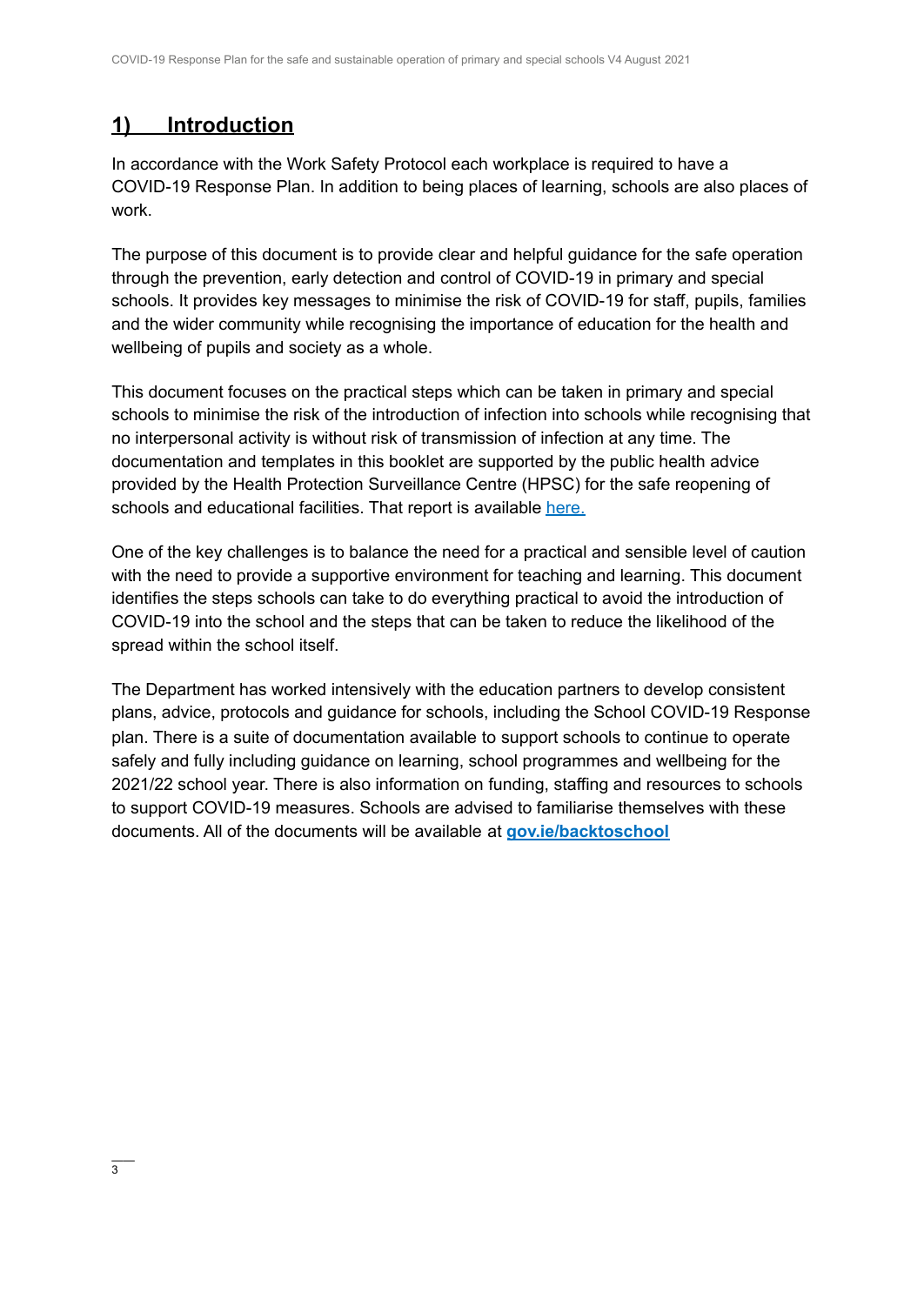## 1) Introduction

In accordance with the Work Safety Protocol each workplace is required to have a COVID-19 Response Plan. In addition to being places of learning, schools are also places of work.

The purpose of this document is to provide clear and helpful guidance for the safe operation through the prevention, early detection and control of COVID-19 in primary and special schools. It provides key messages to minimise the risk of COVID-19 for staff, pupils, families and the wider community while recognising the importance of education for the health and wellbeing of pupils and society as a whole.

This document focuses on the practical steps which can be taken in primary and special schools to minimise the risk of the introduction of infection into schools while recognising that no interpersonal activity is without risk of transmission of infection at any time. The documentation and templates in this booklet are supported by the public health advice provided by the Health Protection Surveillance Centre (HPSC) for the safe reopening of schools and educational facilities. That report is available [here.](here.)

One of the key challenges is to balance the need for a practical and sensible level of caution with the need to provide a supportive environment for teaching and learning. This document identifies the steps schools can take to do everything practical to avoid the introduction of COVID-19 into the school and the steps that can be taken to reduce the likelihood of the spread within the school itself.

The Department has worked intensively with the education partners to develop consistent plans, advice, protocols and guidance for schools, including the School COVID-19 Response plan. There is a suite of documentation available to support schools to continue to operate safely and fully including guidance on learning, school programmes and wellbeing for the 2021/22 school year. There is also information on funding, staffing and resources to schools to support COVID-19 measures. Schools are advised to familiarise themselves with these documents. All of the documents will be available at **[gov.ie/backtoschool](gov.ie/backtoschool)**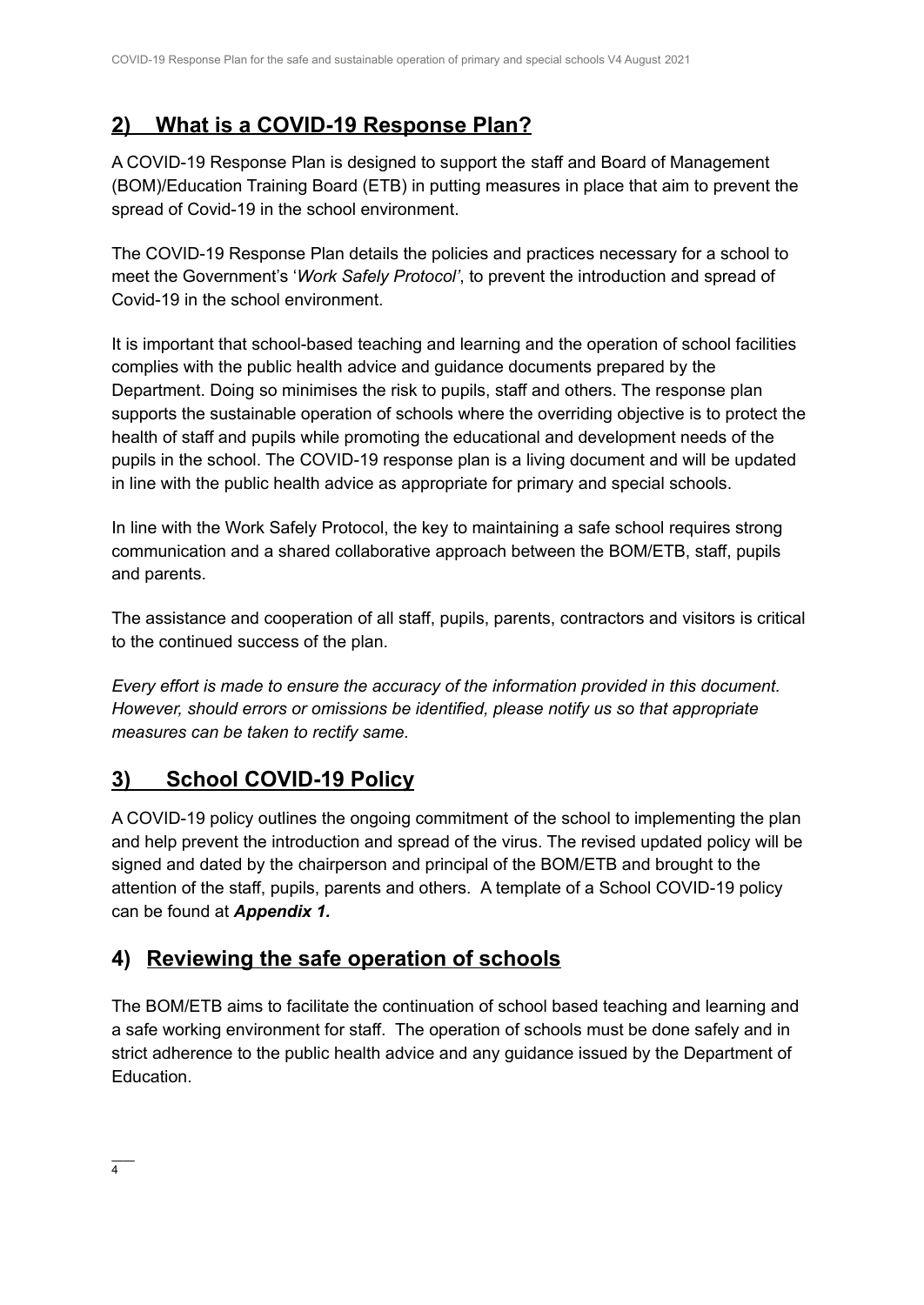## 2) What is a COVID-19 Response Plan?

A COVID-19 Response Plan is designed to support the staff and Board of Management (BOM)/Education Training Board (ETB) in putting measures in place that aim to prevent the spread of Covid-19 in the school environment.

The COVID-19 Response Plan details the policies and practices necessary for a school to meet the Government's '*Work Safely Protocol'*, to prevent the introduction and spread of Covid-19 in the school environment.

It is important that school-based teaching and learning and the operation of school facilities complies with the public health advice and guidance documents prepared by the Department. Doing so minimises the risk to pupils, staff and others. The response plan supports the sustainable operation of schools where the overriding objective is to protect the health of staff and pupils while promoting the educational and development needs of the pupils in the school. The COVID-19 response plan is a living document and will be updated in line with the public health advice as appropriate for primary and special schools.

In line with the Work Safely Protocol, the key to maintaining a safe school requires strong communication and a shared collaborative approach between the BOM/ETB, staff, pupils and parents.

The assistance and cooperation of all staff, pupils, parents, contractors and visitors is critical to the continued success of the plan.

*Every effort is made to ensure the accuracy of the information provided in this document. However, should errors or omissions be identified, please notify us so that appropriate measures can be taken to rectify same.*

## 3) School COVID-19 Policy

A COVID-19 policy outlines the ongoing commitment of the school to implementing the plan and help prevent the introduction and spread of the virus. The revised updated policy will be signed and dated by the chairperson and principal of the BOM/ETB and brought to the attention of the staff, pupils, parents and others. A template of a School COVID-19 policy can be found at ***Appendix 1.***

## 4) Reviewing the safe operation of schools

The BOM/ETB aims to facilitate the continuation of school based teaching and learning and a safe working environment for staff. The operation of schools must be done safely and in strict adherence to the public health advice and any guidance issued by the Department of Education.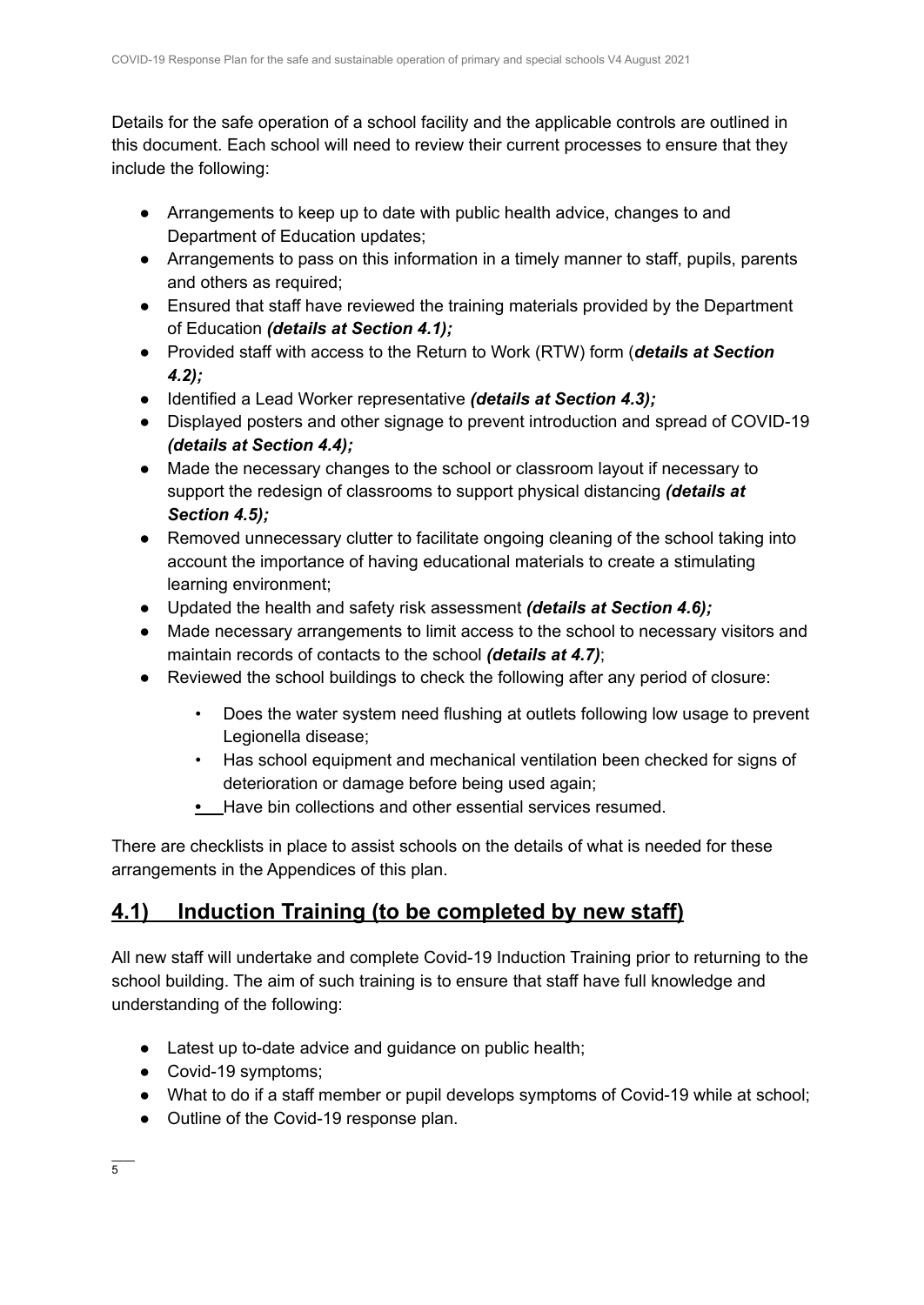Details for the safe operation of a school facility and the applicable controls are outlined in this document. Each school will need to review their current processes to ensure that they include the following:

- Arrangements to keep up to date with public health advice, changes to and Department of Education updates;
- Arrangements to pass on this information in a timely manner to staff, pupils, parents and others as required;
- Ensured that staff have reviewed the training materials provided by the Department of Education ***(details at Section 4.1);***
- Provided staff with access to the Return to Work (RTW) form (***details at Section 4.2);***
- Identified a Lead Worker representative ***(details at Section 4.3);***
- Displayed posters and other signage to prevent introduction and spread of COVID-19 ***(details at Section 4.4);***
- Made the necessary changes to the school or classroom layout if necessary to support the redesign of classrooms to support physical distancing ***(details at Section 4.5);***
- Removed unnecessary clutter to facilitate ongoing cleaning of the school taking into account the importance of having educational materials to create a stimulating learning environment;
- Updated the health and safety risk assessment ***(details at Section 4.6);***
- Made necessary arrangements to limit access to the school to necessary visitors and maintain records of contacts to the school ***(details at 4.7)***;
- Reviewed the school buildings to check the following after any period of closure:
  - Does the water system need flushing at outlets following low usage to prevent Legionella disease;
  - Has school equipment and mechanical ventilation been checked for signs of deterioration or damage before being used again;
  - Have bin collections and other essential services resumed.

There are checklists in place to assist schools on the details of what is needed for these arrangements in the Appendices of this plan.

## 4.1) Induction Training (to be completed by new staff)

All new staff will undertake and complete Covid-19 Induction Training prior to returning to the school building. The aim of such training is to ensure that staff have full knowledge and understanding of the following:

- Latest up to-date advice and guidance on public health;
- Covid-19 symptoms;
- What to do if a staff member or pupil develops symptoms of Covid-19 while at school;
- Outline of the Covid-19 response plan.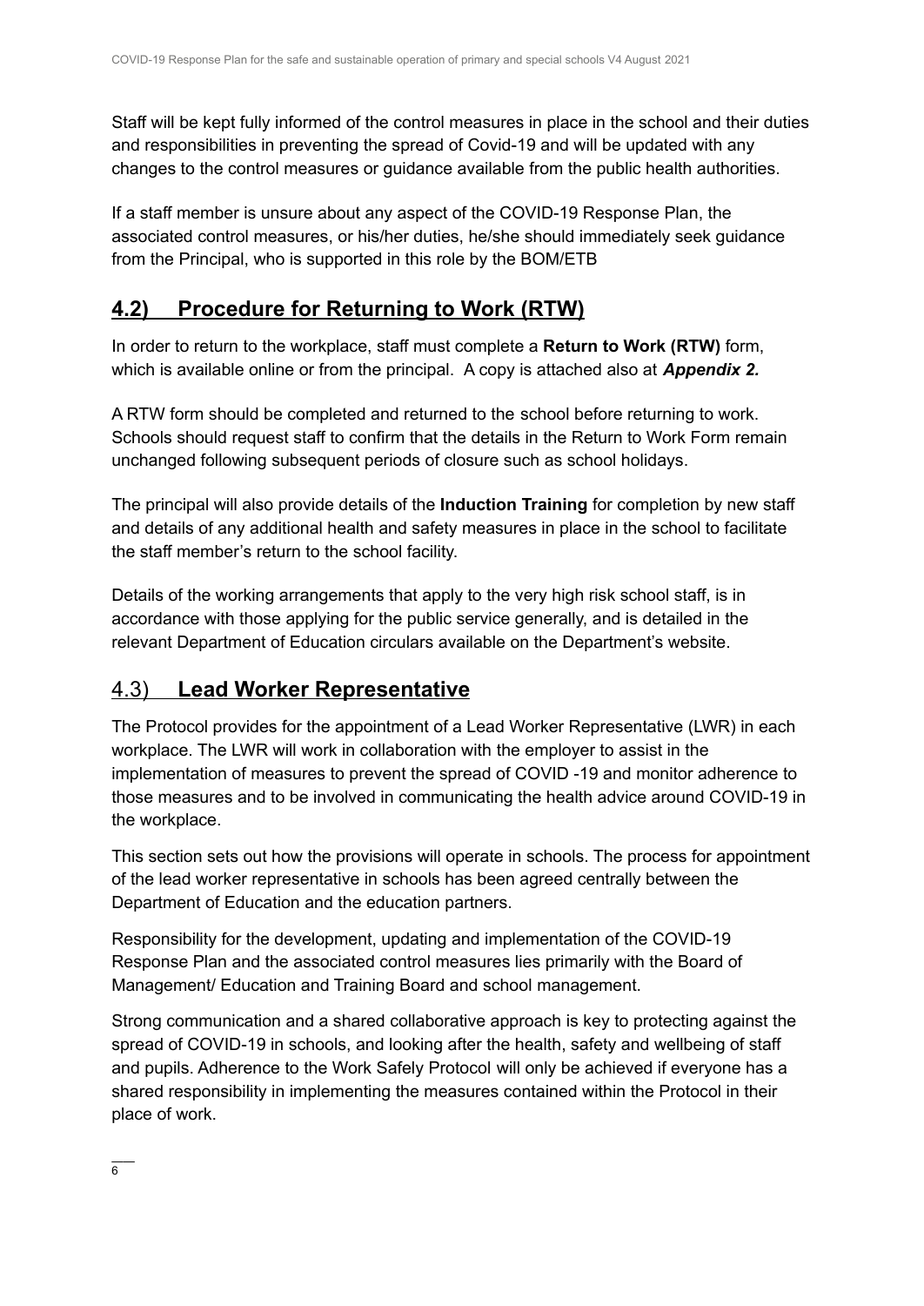Staff will be kept fully informed of the control measures in place in the school and their duties and responsibilities in preventing the spread of Covid-19 and will be updated with any changes to the control measures or guidance available from the public health authorities.

If a staff member is unsure about any aspect of the COVID-19 Response Plan, the associated control measures, or his/her duties, he/she should immediately seek guidance from the Principal, who is supported in this role by the BOM/ETB

## 4.2) Procedure for Returning to Work (RTW)

In order to return to the workplace, staff must complete a **Return to Work (RTW)** form, which is available online or from the principal. A copy is attached also at ***Appendix 2.***

A RTW form should be completed and returned to the school before returning to work. Schools should request staff to confirm that the details in the Return to Work Form remain unchanged following subsequent periods of closure such as school holidays.

The principal will also provide details of the **Induction Training** for completion by new staff and details of any additional health and safety measures in place in the school to facilitate the staff member's return to the school facility.

Details of the working arrangements that apply to the very high risk school staff, is in accordance with those applying for the public service generally, and is detailed in the relevant Department of Education circulars available on the Department's website.

## 4.3) Lead Worker Representative

The Protocol provides for the appointment of a Lead Worker Representative (LWR) in each workplace. The LWR will work in collaboration with the employer to assist in the implementation of measures to prevent the spread of COVID -19 and monitor adherence to those measures and to be involved in communicating the health advice around COVID-19 in the workplace.

This section sets out how the provisions will operate in schools. The process for appointment of the lead worker representative in schools has been agreed centrally between the Department of Education and the education partners.

Responsibility for the development, updating and implementation of the COVID-19 Response Plan and the associated control measures lies primarily with the Board of Management/ Education and Training Board and school management.

Strong communication and a shared collaborative approach is key to protecting against the spread of COVID-19 in schools, and looking after the health, safety and wellbeing of staff and pupils. Adherence to the Work Safely Protocol will only be achieved if everyone has a shared responsibility in implementing the measures contained within the Protocol in their place of work.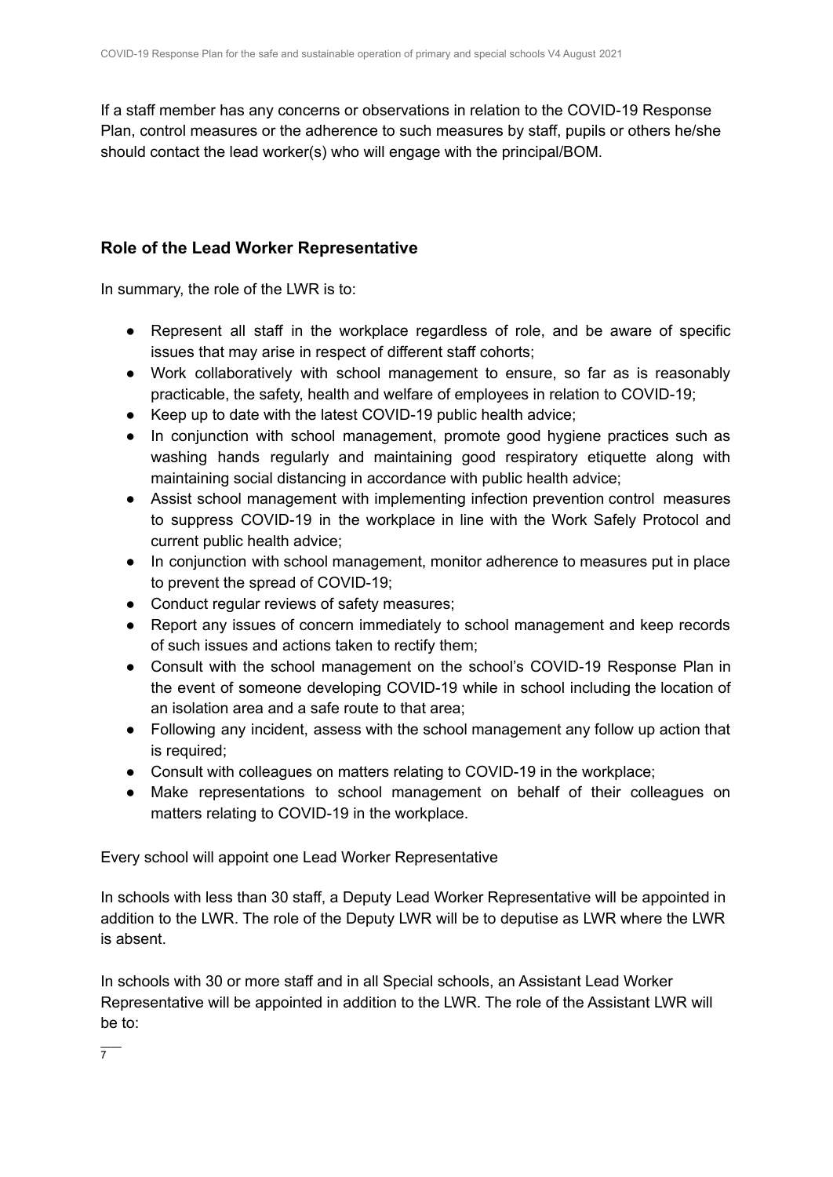If a staff member has any concerns or observations in relation to the COVID-19 Response Plan, control measures or the adherence to such measures by staff, pupils or others he/she should contact the lead worker(s) who will engage with the principal/BOM.

## Role of the Lead Worker Representative

In summary, the role of the LWR is to:

- Represent all staff in the workplace regardless of role, and be aware of specific issues that may arise in respect of different staff cohorts;
- Work collaboratively with school management to ensure, so far as is reasonably practicable, the safety, health and welfare of employees in relation to COVID-19;
- Keep up to date with the latest COVID-19 public health advice;
- In conjunction with school management, promote good hygiene practices such as washing hands regularly and maintaining good respiratory etiquette along with maintaining social distancing in accordance with public health advice;
- Assist school management with implementing infection prevention control measures to suppress COVID-19 in the workplace in line with the Work Safely Protocol and current public health advice;
- In conjunction with school management, monitor adherence to measures put in place to prevent the spread of COVID-19;
- Conduct regular reviews of safety measures;
- Report any issues of concern immediately to school management and keep records of such issues and actions taken to rectify them;
- Consult with the school management on the school's COVID-19 Response Plan in the event of someone developing COVID-19 while in school including the location of an isolation area and a safe route to that area;
- Following any incident, assess with the school management any follow up action that is required;
- Consult with colleagues on matters relating to COVID-19 in the workplace;
- Make representations to school management on behalf of their colleagues on matters relating to COVID-19 in the workplace.

Every school will appoint one Lead Worker Representative

In schools with less than 30 staff, a Deputy Lead Worker Representative will be appointed in addition to the LWR. The role of the Deputy LWR will be to deputise as LWR where the LWR is absent.

In schools with 30 or more staff and in all Special schools, an Assistant Lead Worker Representative will be appointed in addition to the LWR. The role of the Assistant LWR will be to: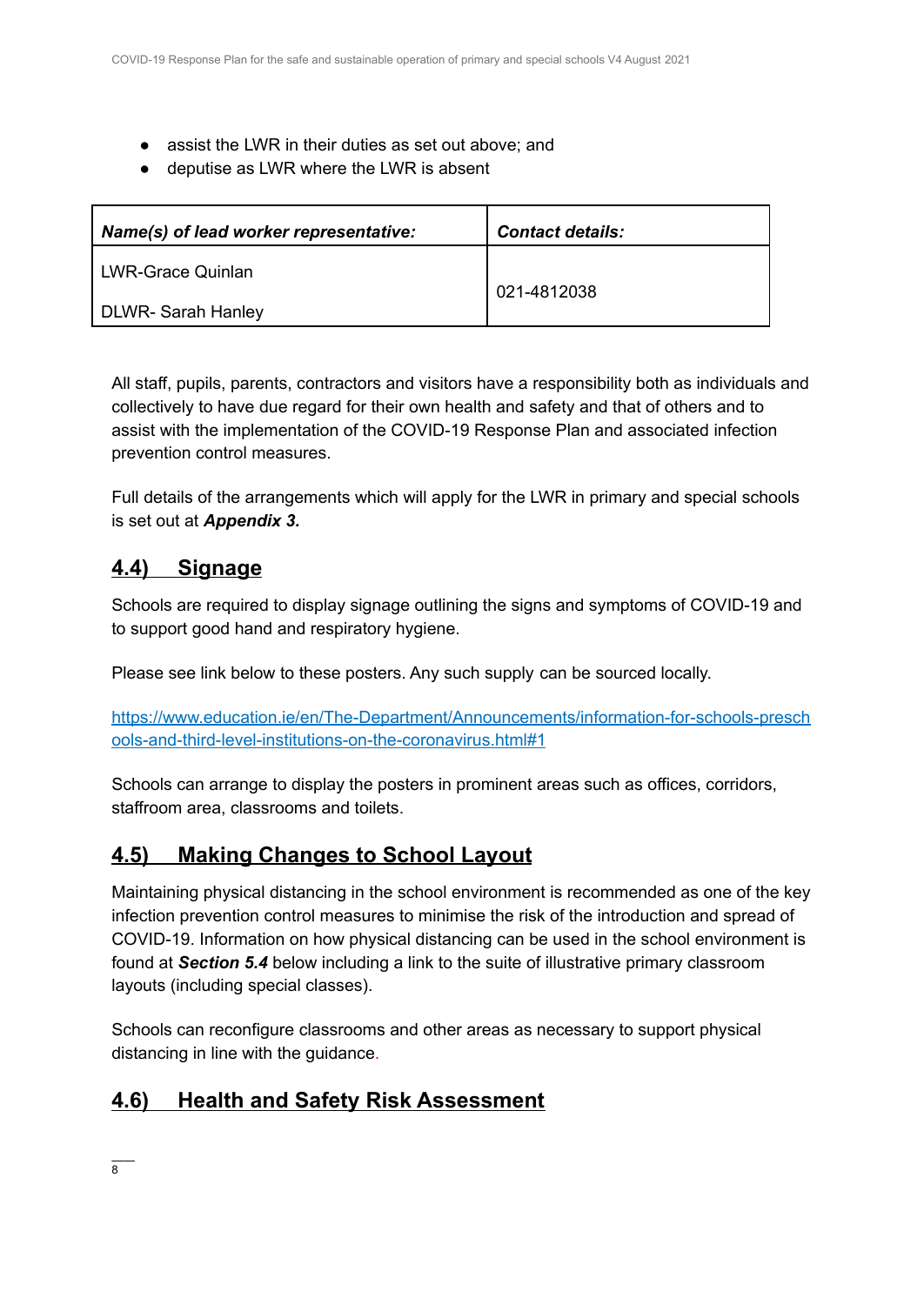- assist the LWR in their duties as set out above; and
- deputise as LWR where the LWR is absent

| ***Name(s) of lead worker representative:*** | ***Contact details:*** |
|---|---|
| LWR-Grace Quinlan<br><br>DLWR- Sarah Hanley | 021-4812038 |

All staff, pupils, parents, contractors and visitors have a responsibility both as individuals and collectively to have due regard for their own health and safety and that of others and to assist with the implementation of the COVID-19 Response Plan and associated infection prevention control measures.

Full details of the arrangements which will apply for the LWR in primary and special schools is set out at ***Appendix 3.***

## 4.4) Signage

Schools are required to display signage outlining the signs and symptoms of COVID-19 and to support good hand and respiratory hygiene.

Please see link below to these posters. Any such supply can be sourced locally.

https://www.education.ie/en/The-Department/Announcements/information-for-schools-preschools-and-third-level-institutions-on-the-coronavirus.html#1

Schools can arrange to display the posters in prominent areas such as offices, corridors, staffroom area, classrooms and toilets.

## 4.5) Making Changes to School Layout

Maintaining physical distancing in the school environment is recommended as one of the key infection prevention control measures to minimise the risk of the introduction and spread of COVID-19. Information on how physical distancing can be used in the school environment is found at ***Section 5.4*** below including a link to the suite of illustrative primary classroom layouts (including special classes).

Schools can reconfigure classrooms and other areas as necessary to support physical distancing in line with the guidance.

## 4.6) Health and Safety Risk Assessment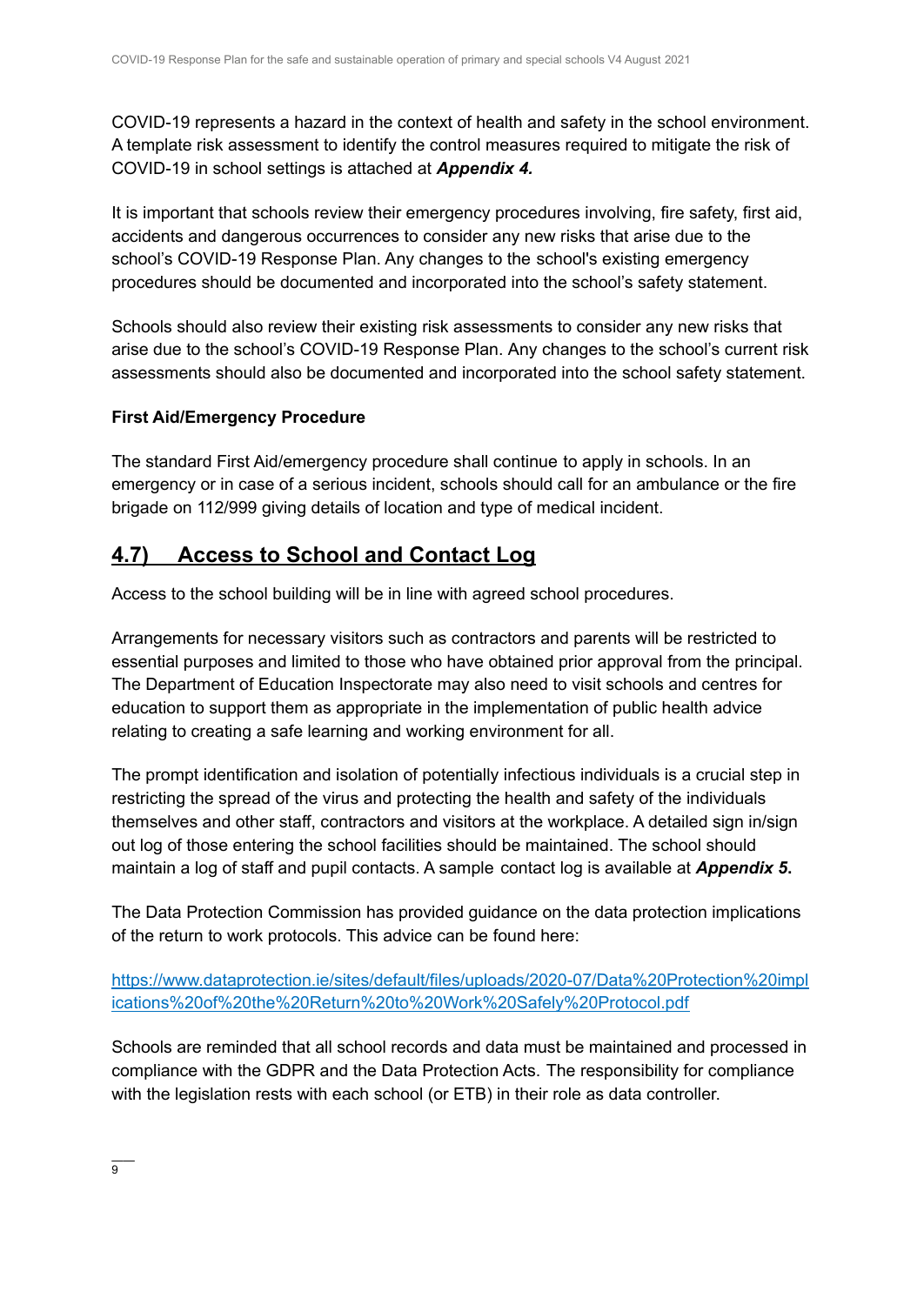COVID-19 represents a hazard in the context of health and safety in the school environment. A template risk assessment to identify the control measures required to mitigate the risk of COVID-19 in school settings is attached at ***Appendix 4.***

It is important that schools review their emergency procedures involving, fire safety, first aid, accidents and dangerous occurrences to consider any new risks that arise due to the school's COVID-19 Response Plan. Any changes to the school's existing emergency procedures should be documented and incorporated into the school's safety statement.

Schools should also review their existing risk assessments to consider any new risks that arise due to the school's COVID-19 Response Plan. Any changes to the school's current risk assessments should also be documented and incorporated into the school safety statement.

**First Aid/Emergency Procedure**

The standard First Aid/emergency procedure shall continue to apply in schools. In an emergency or in case of a serious incident, schools should call for an ambulance or the fire brigade on 112/999 giving details of location and type of medical incident.

## 4.7) Access to School and Contact Log

Access to the school building will be in line with agreed school procedures.

Arrangements for necessary visitors such as contractors and parents will be restricted to essential purposes and limited to those who have obtained prior approval from the principal. The Department of Education Inspectorate may also need to visit schools and centres for education to support them as appropriate in the implementation of public health advice relating to creating a safe learning and working environment for all.

The prompt identification and isolation of potentially infectious individuals is a crucial step in restricting the spread of the virus and protecting the health and safety of the individuals themselves and other staff, contractors and visitors at the workplace. A detailed sign in/sign out log of those entering the school facilities should be maintained. The school should maintain a log of staff and pupil contacts. A sample contact log is available at ***Appendix 5.***

The Data Protection Commission has provided guidance on the data protection implications of the return to work protocols. This advice can be found here:

https://www.dataprotection.ie/sites/default/files/uploads/2020-07/Data%20Protection%20implications%20of%20the%20Return%20to%20Work%20Safely%20Protocol.pdf

Schools are reminded that all school records and data must be maintained and processed in compliance with the GDPR and the Data Protection Acts. The responsibility for compliance with the legislation rests with each school (or ETB) in their role as data controller.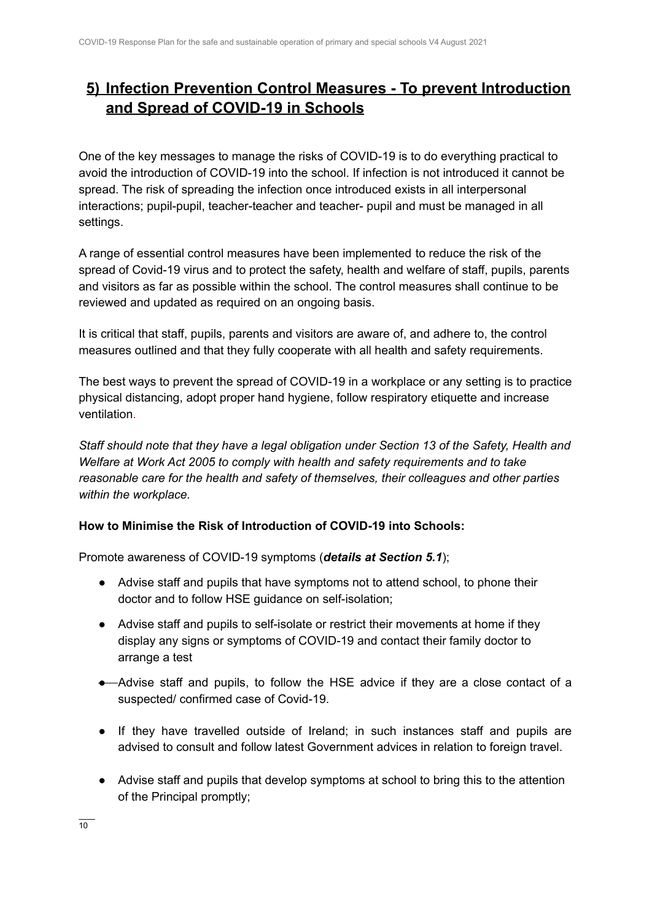## 5) Infection Prevention Control Measures - To prevent Introduction and Spread of COVID-19 in Schools

One of the key messages to manage the risks of COVID-19 is to do everything practical to avoid the introduction of COVID-19 into the school. If infection is not introduced it cannot be spread. The risk of spreading the infection once introduced exists in all interpersonal interactions; pupil-pupil, teacher-teacher and teacher- pupil and must be managed in all settings.

A range of essential control measures have been implemented to reduce the risk of the spread of Covid-19 virus and to protect the safety, health and welfare of staff, pupils, parents and visitors as far as possible within the school. The control measures shall continue to be reviewed and updated as required on an ongoing basis.

It is critical that staff, pupils, parents and visitors are aware of, and adhere to, the control measures outlined and that they fully cooperate with all health and safety requirements.

The best ways to prevent the spread of COVID-19 in a workplace or any setting is to practice physical distancing, adopt proper hand hygiene, follow respiratory etiquette and increase ventilation.

*Staff should note that they have a legal obligation under Section 13 of the Safety, Health and Welfare at Work Act 2005 to comply with health and safety requirements and to take reasonable care for the health and safety of themselves, their colleagues and other parties within the workplace.*

**How to Minimise the Risk of Introduction of COVID-19 into Schools:**

Promote awareness of COVID-19 symptoms (***details at Section 5.1***);

- Advise staff and pupils that have symptoms not to attend school, to phone their doctor and to follow HSE guidance on self-isolation;
- Advise staff and pupils to self-isolate or restrict their movements at home if they display any signs or symptoms of COVID-19 and contact their family doctor to arrange a test
- Advise staff and pupils, to follow the HSE advice if they are a close contact of a suspected/ confirmed case of Covid-19.
- If they have travelled outside of Ireland; in such instances staff and pupils are advised to consult and follow latest Government advices in relation to foreign travel.
- Advise staff and pupils that develop symptoms at school to bring this to the attention of the Principal promptly;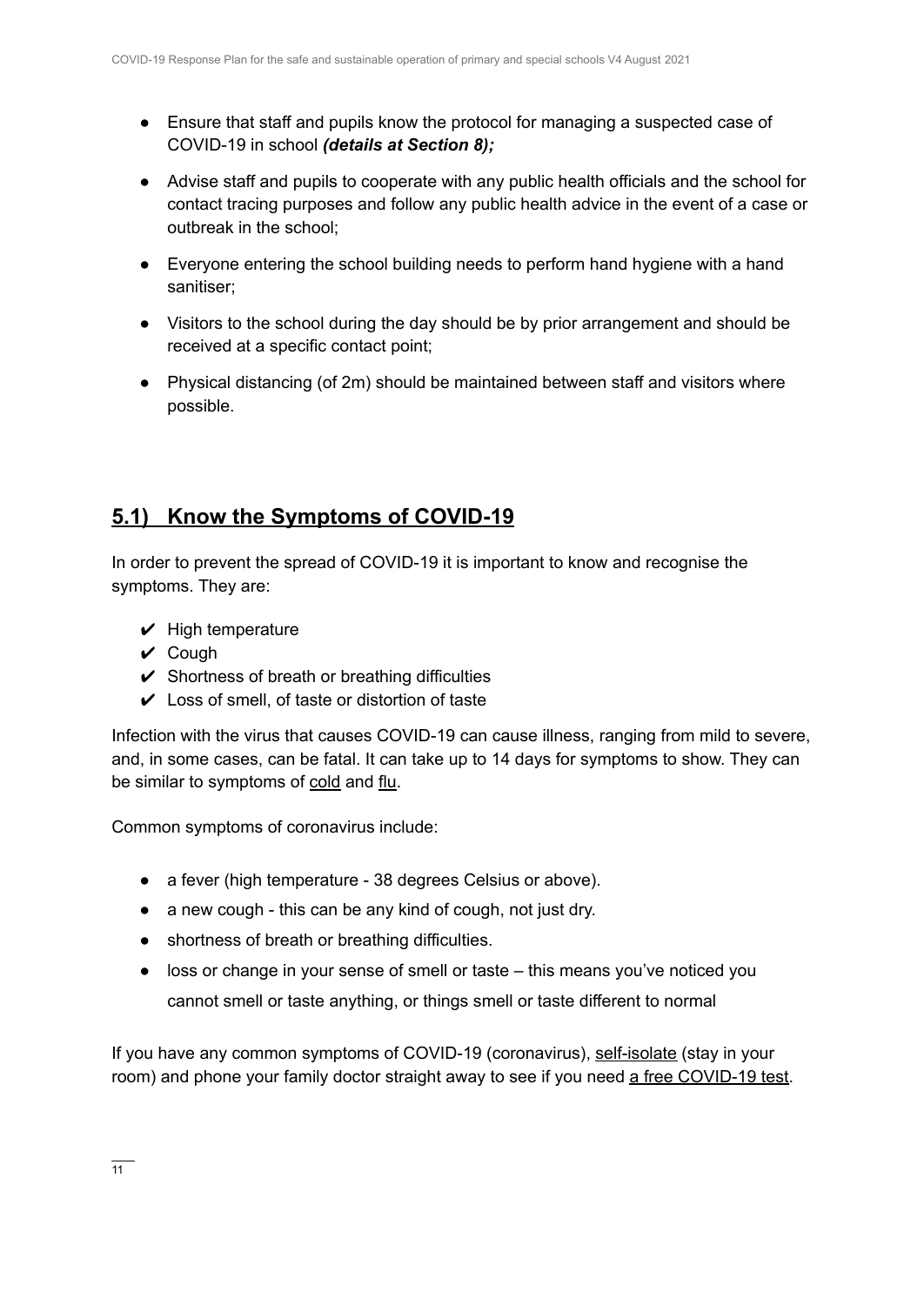- Ensure that staff and pupils know the protocol for managing a suspected case of COVID-19 in school ***(details at Section 8);***
- Advise staff and pupils to cooperate with any public health officials and the school for contact tracing purposes and follow any public health advice in the event of a case or outbreak in the school;
- Everyone entering the school building needs to perform hand hygiene with a hand sanitiser;
- Visitors to the school during the day should be by prior arrangement and should be received at a specific contact point;
- Physical distancing (of 2m) should be maintained between staff and visitors where possible.

## 5.1) Know the Symptoms of COVID-19

In order to prevent the spread of COVID-19 it is important to know and recognise the symptoms. They are:

- ✔ High temperature
- ✔ Cough
- ✔ Shortness of breath or breathing difficulties
- ✔ Loss of smell, of taste or distortion of taste

Infection with the virus that causes COVID-19 can cause illness, ranging from mild to severe, and, in some cases, can be fatal. It can take up to 14 days for symptoms to show. They can be similar to symptoms of cold and flu.

Common symptoms of coronavirus include:

- a fever (high temperature - 38 degrees Celsius or above).
- a new cough - this can be any kind of cough, not just dry.
- shortness of breath or breathing difficulties.
- loss or change in your sense of smell or taste – this means you've noticed you cannot smell or taste anything, or things smell or taste different to normal

If you have any common symptoms of COVID-19 (coronavirus), self-isolate (stay in your room) and phone your family doctor straight away to see if you need a free COVID-19 test.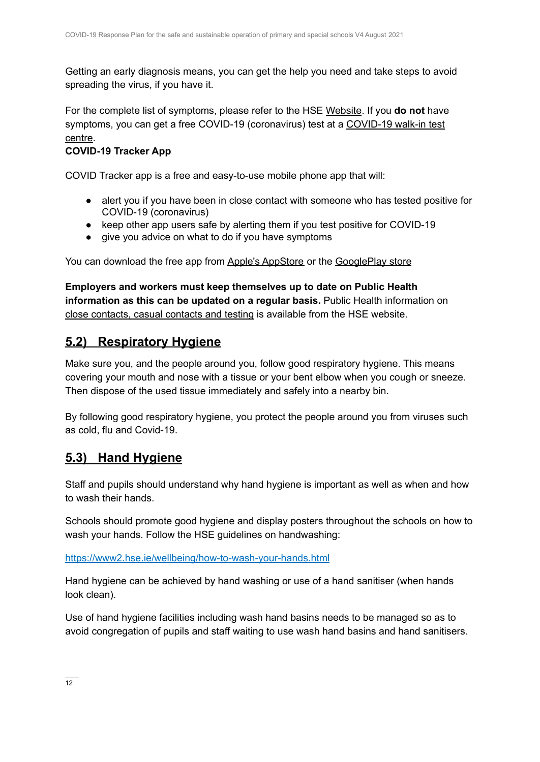Getting an early diagnosis means, you can get the help you need and take steps to avoid spreading the virus, if you have it.

For the complete list of symptoms, please refer to the HSE Website. If you **do not** have symptoms, you can get a free COVID-19 (coronavirus) test at a COVID-19 walk-in test centre.

**COVID-19 Tracker App**

COVID Tracker app is a free and easy-to-use mobile phone app that will:

- alert you if you have been in close contact with someone who has tested positive for COVID-19 (coronavirus)
- keep other app users safe by alerting them if you test positive for COVID-19
- give you advice on what to do if you have symptoms

You can download the free app from Apple's AppStore or the GooglePlay store

**Employers and workers must keep themselves up to date on Public Health information as this can be updated on a regular basis.** Public Health information on close contacts, casual contacts and testing is available from the HSE website.

## 5.2) Respiratory Hygiene

Make sure you, and the people around you, follow good respiratory hygiene. This means covering your mouth and nose with a tissue or your bent elbow when you cough or sneeze. Then dispose of the used tissue immediately and safely into a nearby bin.

By following good respiratory hygiene, you protect the people around you from viruses such as cold, flu and Covid-19.

## 5.3) Hand Hygiene

Staff and pupils should understand why hand hygiene is important as well as when and how to wash their hands.

Schools should promote good hygiene and display posters throughout the schools on how to wash your hands. Follow the HSE guidelines on handwashing:

https://www2.hse.ie/wellbeing/how-to-wash-your-hands.html

Hand hygiene can be achieved by hand washing or use of a hand sanitiser (when hands look clean).

Use of hand hygiene facilities including wash hand basins needs to be managed so as to avoid congregation of pupils and staff waiting to use wash hand basins and hand sanitisers.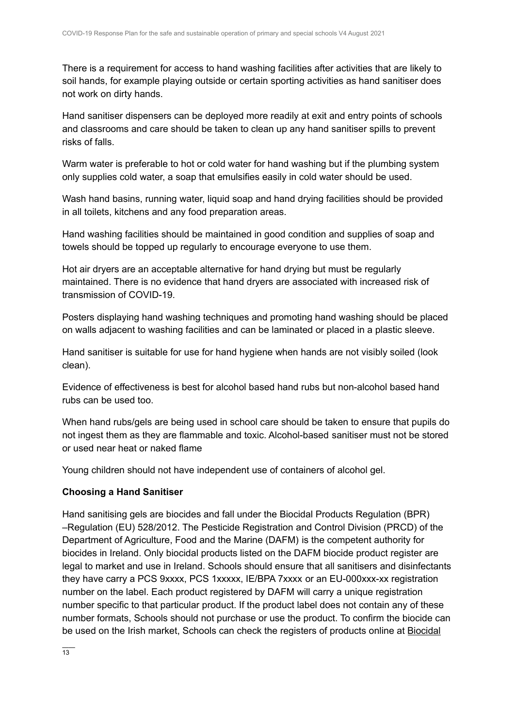There is a requirement for access to hand washing facilities after activities that are likely to soil hands, for example playing outside or certain sporting activities as hand sanitiser does not work on dirty hands.

Hand sanitiser dispensers can be deployed more readily at exit and entry points of schools and classrooms and care should be taken to clean up any hand sanitiser spills to prevent risks of falls.

Warm water is preferable to hot or cold water for hand washing but if the plumbing system only supplies cold water, a soap that emulsifies easily in cold water should be used.

Wash hand basins, running water, liquid soap and hand drying facilities should be provided in all toilets, kitchens and any food preparation areas.

Hand washing facilities should be maintained in good condition and supplies of soap and towels should be topped up regularly to encourage everyone to use them.

Hot air dryers are an acceptable alternative for hand drying but must be regularly maintained. There is no evidence that hand dryers are associated with increased risk of transmission of COVID-19.

Posters displaying hand washing techniques and promoting hand washing should be placed on walls adjacent to washing facilities and can be laminated or placed in a plastic sleeve.

Hand sanitiser is suitable for use for hand hygiene when hands are not visibly soiled (look clean).

Evidence of effectiveness is best for alcohol based hand rubs but non-alcohol based hand rubs can be used too.

When hand rubs/gels are being used in school care should be taken to ensure that pupils do not ingest them as they are flammable and toxic. Alcohol-based sanitiser must not be stored or used near heat or naked flame

Young children should not have independent use of containers of alcohol gel.

**Choosing a Hand Sanitiser**

Hand sanitising gels are biocides and fall under the Biocidal Products Regulation (BPR) –Regulation (EU) 528/2012. The Pesticide Registration and Control Division (PRCD) of the Department of Agriculture, Food and the Marine (DAFM) is the competent authority for biocides in Ireland. Only biocidal products listed on the DAFM biocide product register are legal to market and use in Ireland. Schools should ensure that all sanitisers and disinfectants they have carry a PCS 9xxxx, PCS 1xxxxx, IE/BPA 7xxxx or an EU-000xxx-xx registration number on the label. Each product registered by DAFM will carry a unique registration number specific to that particular product. If the product label does not contain any of these number formats, Schools should not purchase or use the product. To confirm the biocide can be used on the Irish market, Schools can check the registers of products online at Biocidal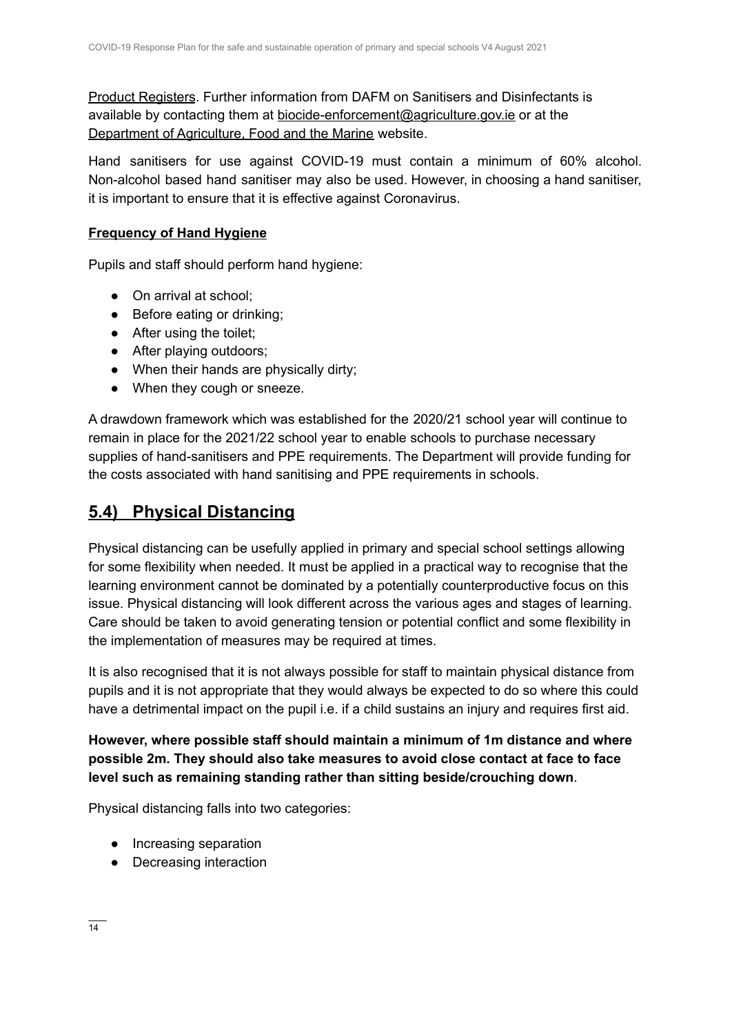Product Registers. Further information from DAFM on Sanitisers and Disinfectants is available by contacting them at biocide-enforcement@agriculture.gov.ie or at the Department of Agriculture, Food and the Marine website.

Hand sanitisers for use against COVID-19 must contain a minimum of 60% alcohol. Non-alcohol based hand sanitiser may also be used. However, in choosing a hand sanitiser, it is important to ensure that it is effective against Coronavirus.

**Frequency of Hand Hygiene**

Pupils and staff should perform hand hygiene:

- On arrival at school;
- Before eating or drinking;
- After using the toilet;
- After playing outdoors;
- When their hands are physically dirty;
- When they cough or sneeze.

A drawdown framework which was established for the 2020/21 school year will continue to remain in place for the 2021/22 school year to enable schools to purchase necessary supplies of hand-sanitisers and PPE requirements. The Department will provide funding for the costs associated with hand sanitising and PPE requirements in schools.

## 5.4) Physical Distancing

Physical distancing can be usefully applied in primary and special school settings allowing for some flexibility when needed. It must be applied in a practical way to recognise that the learning environment cannot be dominated by a potentially counterproductive focus on this issue. Physical distancing will look different across the various ages and stages of learning. Care should be taken to avoid generating tension or potential conflict and some flexibility in the implementation of measures may be required at times.

It is also recognised that it is not always possible for staff to maintain physical distance from pupils and it is not appropriate that they would always be expected to do so where this could have a detrimental impact on the pupil i.e. if a child sustains an injury and requires first aid.

**However, where possible staff should maintain a minimum of 1m distance and where possible 2m. They should also take measures to avoid close contact at face to face level such as remaining standing rather than sitting beside/crouching down**.

Physical distancing falls into two categories:

- Increasing separation
- Decreasing interaction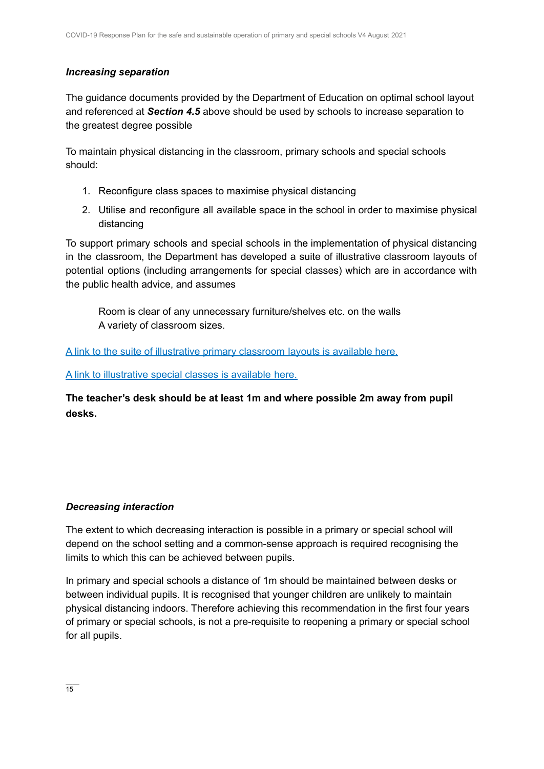***Increasing separation***

The guidance documents provided by the Department of Education on optimal school layout and referenced at ***Section 4.5*** above should be used by schools to increase separation to the greatest degree possible

To maintain physical distancing in the classroom, primary schools and special schools should:

1. Reconfigure class spaces to maximise physical distancing
2. Utilise and reconfigure all available space in the school in order to maximise physical distancing

To support primary schools and special schools in the implementation of physical distancing in the classroom, the Department has developed a suite of illustrative classroom layouts of potential options (including arrangements for special classes) which are in accordance with the public health advice, and assumes

> Room is clear of any unnecessary furniture/shelves etc. on the walls
> A variety of classroom sizes.

A link to the suite of illustrative primary classroom layouts is available here.

A link to illustrative special classes is available here.

**The teacher's desk should be at least 1m and where possible 2m away from pupil desks.**

***Decreasing interaction***

The extent to which decreasing interaction is possible in a primary or special school will depend on the school setting and a common-sense approach is required recognising the limits to which this can be achieved between pupils.

In primary and special schools a distance of 1m should be maintained between desks or between individual pupils. It is recognised that younger children are unlikely to maintain physical distancing indoors. Therefore achieving this recommendation in the first four years of primary or special schools, is not a pre-requisite to reopening a primary or special school for all pupils.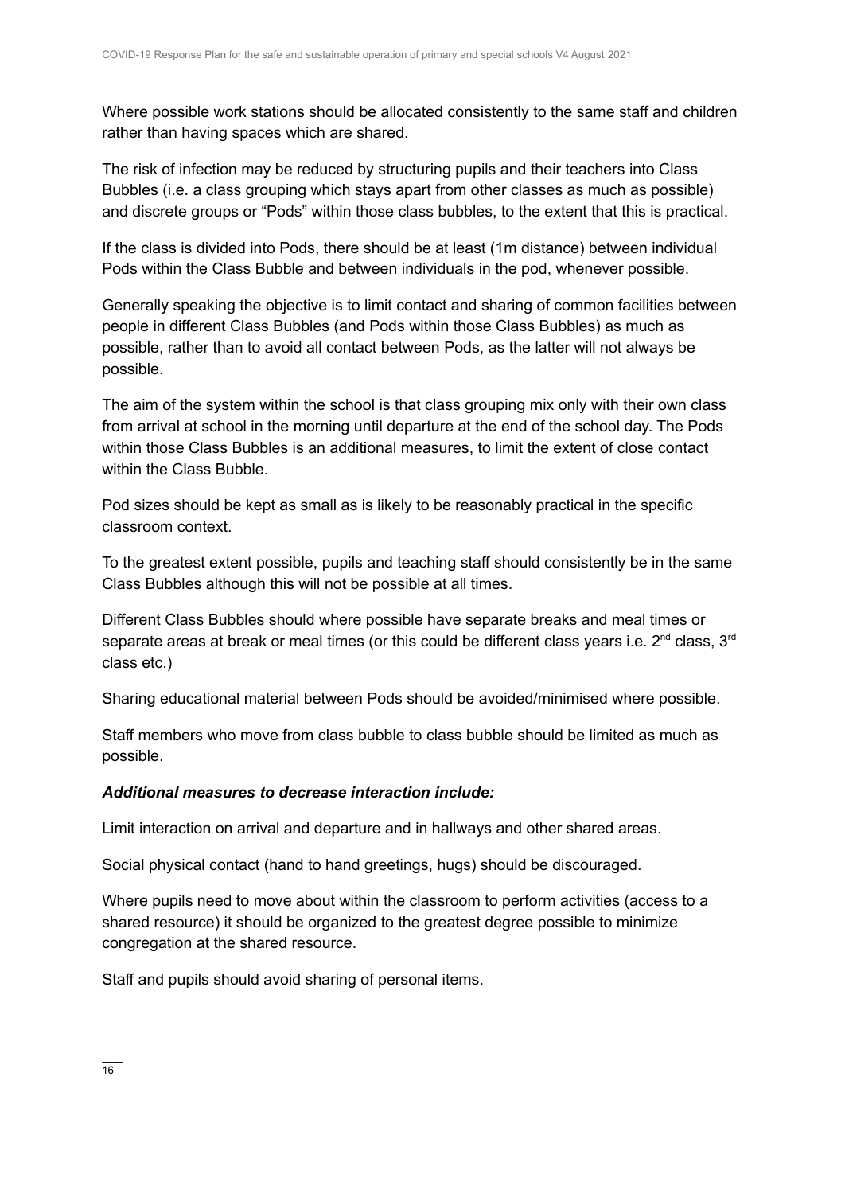Where possible work stations should be allocated consistently to the same staff and children rather than having spaces which are shared.

The risk of infection may be reduced by structuring pupils and their teachers into Class Bubbles (i.e. a class grouping which stays apart from other classes as much as possible) and discrete groups or “Pods” within those class bubbles, to the extent that this is practical.

If the class is divided into Pods, there should be at least (1m distance) between individual Pods within the Class Bubble and between individuals in the pod, whenever possible.

Generally speaking the objective is to limit contact and sharing of common facilities between people in different Class Bubbles (and Pods within those Class Bubbles) as much as possible, rather than to avoid all contact between Pods, as the latter will not always be possible.

The aim of the system within the school is that class grouping mix only with their own class from arrival at school in the morning until departure at the end of the school day. The Pods within those Class Bubbles is an additional measures, to limit the extent of close contact within the Class Bubble.

Pod sizes should be kept as small as is likely to be reasonably practical in the specific classroom context.

To the greatest extent possible, pupils and teaching staff should consistently be in the same Class Bubbles although this will not be possible at all times.

Different Class Bubbles should where possible have separate breaks and meal times or separate areas at break or meal times (or this could be different class years i.e. 2nd class, 3rd class etc.)

Sharing educational material between Pods should be avoided/minimised where possible.

Staff members who move from class bubble to class bubble should be limited as much as possible.

***Additional measures to decrease interaction include:***

Limit interaction on arrival and departure and in hallways and other shared areas.

Social physical contact (hand to hand greetings, hugs) should be discouraged.

Where pupils need to move about within the classroom to perform activities (access to a shared resource) it should be organized to the greatest degree possible to minimize congregation at the shared resource.

Staff and pupils should avoid sharing of personal items.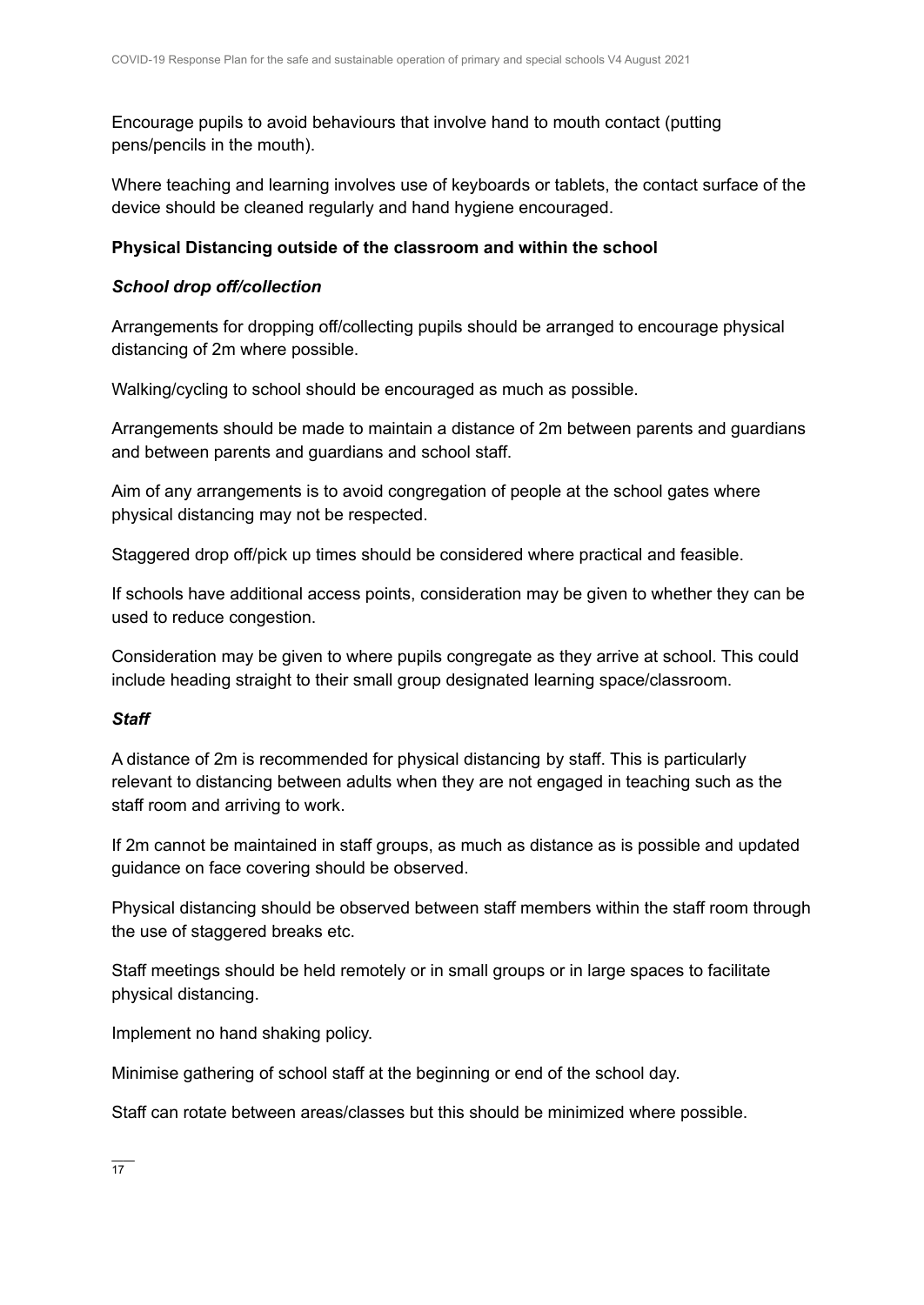Encourage pupils to avoid behaviours that involve hand to mouth contact (putting pens/pencils in the mouth).

Where teaching and learning involves use of keyboards or tablets, the contact surface of the device should be cleaned regularly and hand hygiene encouraged.

**Physical Distancing outside of the classroom and within the school**

***School drop off/collection***

Arrangements for dropping off/collecting pupils should be arranged to encourage physical distancing of 2m where possible.

Walking/cycling to school should be encouraged as much as possible.

Arrangements should be made to maintain a distance of 2m between parents and guardians and between parents and guardians and school staff.

Aim of any arrangements is to avoid congregation of people at the school gates where physical distancing may not be respected.

Staggered drop off/pick up times should be considered where practical and feasible.

If schools have additional access points, consideration may be given to whether they can be used to reduce congestion.

Consideration may be given to where pupils congregate as they arrive at school. This could include heading straight to their small group designated learning space/classroom.

***Staff***

A distance of 2m is recommended for physical distancing by staff. This is particularly relevant to distancing between adults when they are not engaged in teaching such as the staff room and arriving to work.

If 2m cannot be maintained in staff groups, as much as distance as is possible and updated guidance on face covering should be observed.

Physical distancing should be observed between staff members within the staff room through the use of staggered breaks etc.

Staff meetings should be held remotely or in small groups or in large spaces to facilitate physical distancing.

Implement no hand shaking policy.

Minimise gathering of school staff at the beginning or end of the school day.

Staff can rotate between areas/classes but this should be minimized where possible.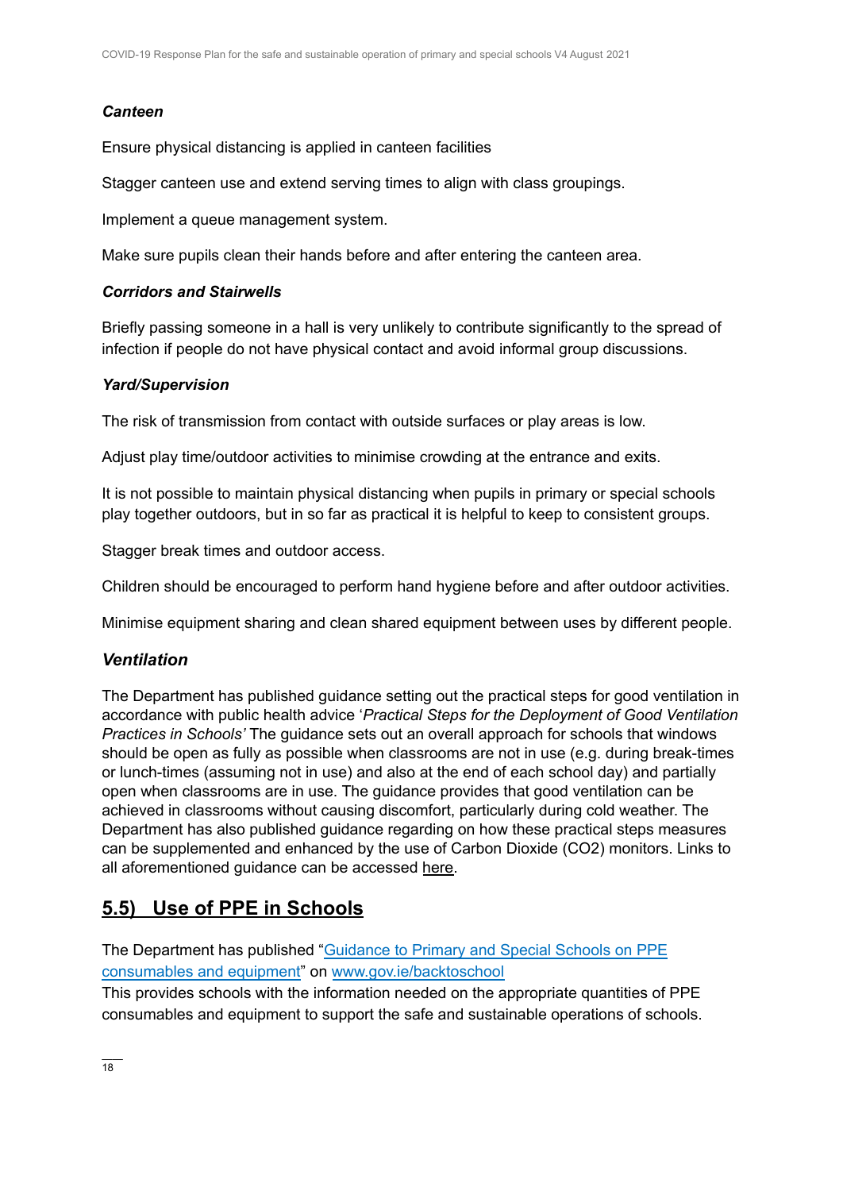***Canteen***

Ensure physical distancing is applied in canteen facilities

Stagger canteen use and extend serving times to align with class groupings.

Implement a queue management system.

Make sure pupils clean their hands before and after entering the canteen area.

***Corridors and Stairwells***

Briefly passing someone in a hall is very unlikely to contribute significantly to the spread of infection if people do not have physical contact and avoid informal group discussions.

***Yard/Supervision***

The risk of transmission from contact with outside surfaces or play areas is low.

Adjust play time/outdoor activities to minimise crowding at the entrance and exits.

It is not possible to maintain physical distancing when pupils in primary or special schools play together outdoors, but in so far as practical it is helpful to keep to consistent groups.

Stagger break times and outdoor access.

Children should be encouraged to perform hand hygiene before and after outdoor activities.

Minimise equipment sharing and clean shared equipment between uses by different people.

### *Ventilation*

The Department has published guidance setting out the practical steps for good ventilation in accordance with public health advice '*Practical Steps for the Deployment of Good Ventilation Practices in Schools'* The guidance sets out an overall approach for schools that windows should be open as fully as possible when classrooms are not in use (e.g. during break-times or lunch-times (assuming not in use) and also at the end of each school day) and partially open when classrooms are in use. The guidance provides that good ventilation can be achieved in classrooms without causing discomfort, particularly during cold weather. The Department has also published guidance regarding on how these practical steps measures can be supplemented and enhanced by the use of Carbon Dioxide ($CO_2$) monitors. Links to all aforementioned guidance can be accessed here.

## 5.5) Use of PPE in Schools

The Department has published "Guidance to Primary and Special Schools on PPE consumables and equipment" on www.gov.ie/backtoschool
This provides schools with the information needed on the appropriate quantities of PPE consumables and equipment to support the safe and sustainable operations of schools.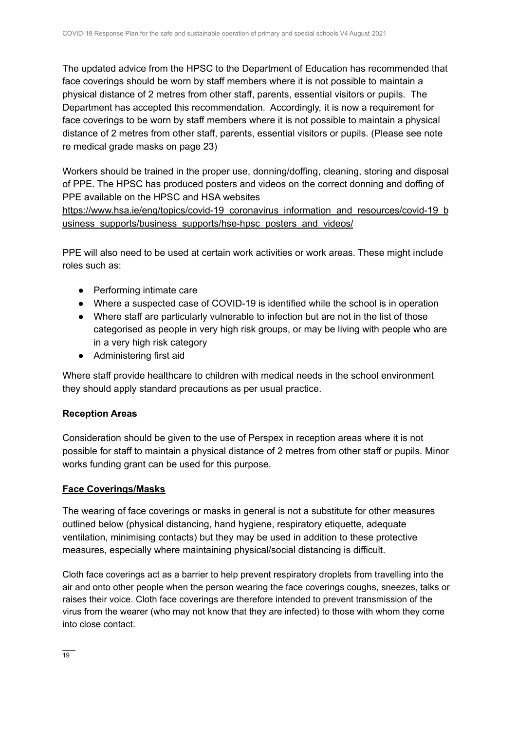The updated advice from the HPSC to the Department of Education has recommended that face coverings should be worn by staff members where it is not possible to maintain a physical distance of 2 metres from other staff, parents, essential visitors or pupils. The Department has accepted this recommendation. Accordingly, it is now a requirement for face coverings to be worn by staff members where it is not possible to maintain a physical distance of 2 metres from other staff, parents, essential visitors or pupils. (Please see note re medical grade masks on page 23)

Workers should be trained in the proper use, donning/doffing, cleaning, storing and disposal of PPE. The HPSC has produced posters and videos on the correct donning and doffing of PPE available on the HPSC and HSA websites https://www.hsa.ie/eng/topics/covid-19_coronavirus_information_and_resources/covid-19_business_supports/business_supports/hse-hpsc_posters_and_videos/

PPE will also need to be used at certain work activities or work areas. These might include roles such as:

- Performing intimate care
- Where a suspected case of COVID-19 is identified while the school is in operation
- Where staff are particularly vulnerable to infection but are not in the list of those categorised as people in very high risk groups, or may be living with people who are in a very high risk category
- Administering first aid

Where staff provide healthcare to children with medical needs in the school environment they should apply standard precautions as per usual practice.

**Reception Areas**

Consideration should be given to the use of Perspex in reception areas where it is not possible for staff to maintain a physical distance of 2 metres from other staff or pupils. Minor works funding grant can be used for this purpose.

**Face Coverings/Masks**

The wearing of face coverings or masks in general is not a substitute for other measures outlined below (physical distancing, hand hygiene, respiratory etiquette, adequate ventilation, minimising contacts) but they may be used in addition to these protective measures, especially where maintaining physical/social distancing is difficult.

Cloth face coverings act as a barrier to help prevent respiratory droplets from travelling into the air and onto other people when the person wearing the face coverings coughs, sneezes, talks or raises their voice. Cloth face coverings are therefore intended to prevent transmission of the virus from the wearer (who may not know that they are infected) to those with whom they come into close contact.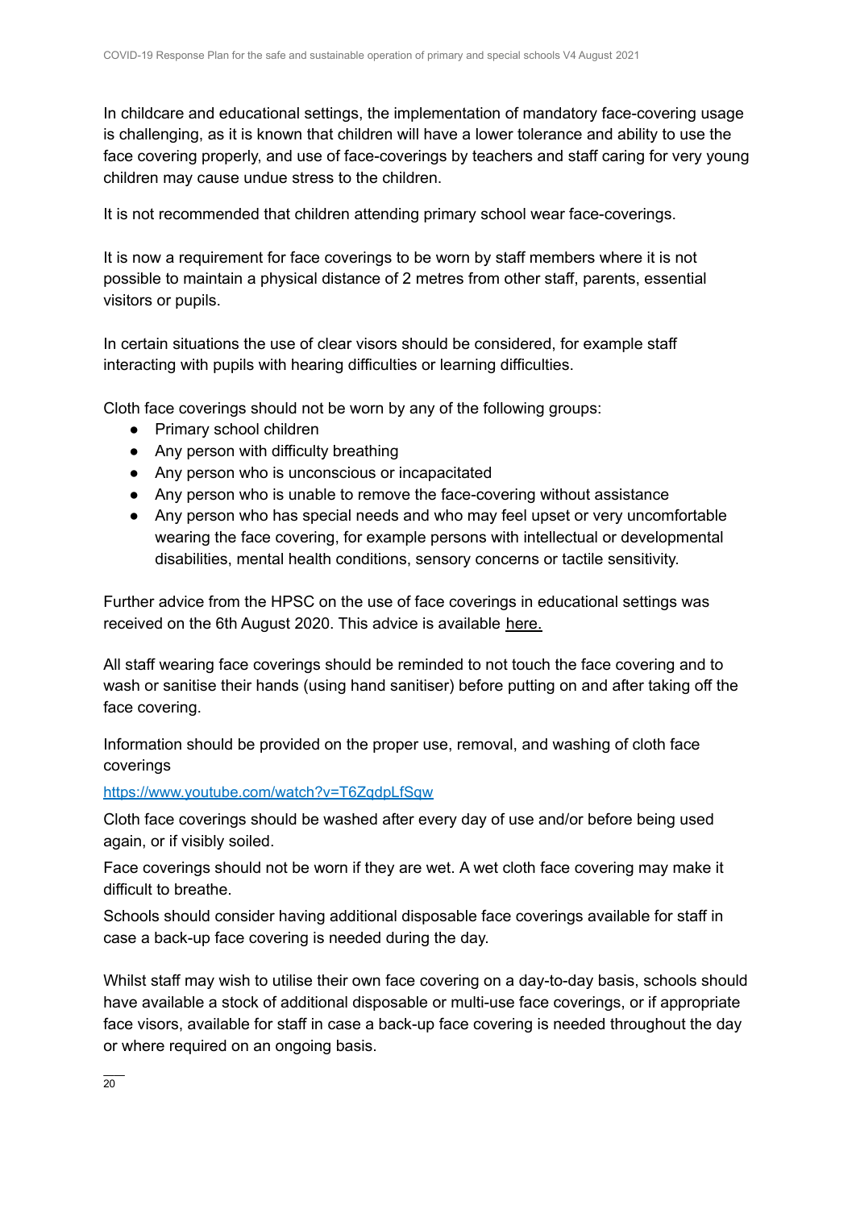In childcare and educational settings, the implementation of mandatory face-covering usage is challenging, as it is known that children will have a lower tolerance and ability to use the face covering properly, and use of face-coverings by teachers and staff caring for very young children may cause undue stress to the children.

It is not recommended that children attending primary school wear face-coverings.

It is now a requirement for face coverings to be worn by staff members where it is not possible to maintain a physical distance of 2 metres from other staff, parents, essential visitors or pupils.

In certain situations the use of clear visors should be considered, for example staff interacting with pupils with hearing difficulties or learning difficulties.

Cloth face coverings should not be worn by any of the following groups:

- Primary school children
- Any person with difficulty breathing
- Any person who is unconscious or incapacitated
- Any person who is unable to remove the face-covering without assistance
- Any person who has special needs and who may feel upset or very uncomfortable wearing the face covering, for example persons with intellectual or developmental disabilities, mental health conditions, sensory concerns or tactile sensitivity.

Further advice from the HPSC on the use of face coverings in educational settings was received on the 6th August 2020. This advice is available here.

All staff wearing face coverings should be reminded to not touch the face covering and to wash or sanitise their hands (using hand sanitiser) before putting on and after taking off the face covering.

Information should be provided on the proper use, removal, and washing of cloth face coverings

https://www.youtube.com/watch?v=T6ZqdpLfSqw

Cloth face coverings should be washed after every day of use and/or before being used again, or if visibly soiled.

Face coverings should not be worn if they are wet. A wet cloth face covering may make it difficult to breathe.

Schools should consider having additional disposable face coverings available for staff in case a back-up face covering is needed during the day.

Whilst staff may wish to utilise their own face covering on a day-to-day basis, schools should have available a stock of additional disposable or multi-use face coverings, or if appropriate face visors, available for staff in case a back-up face covering is needed throughout the day or where required on an ongoing basis.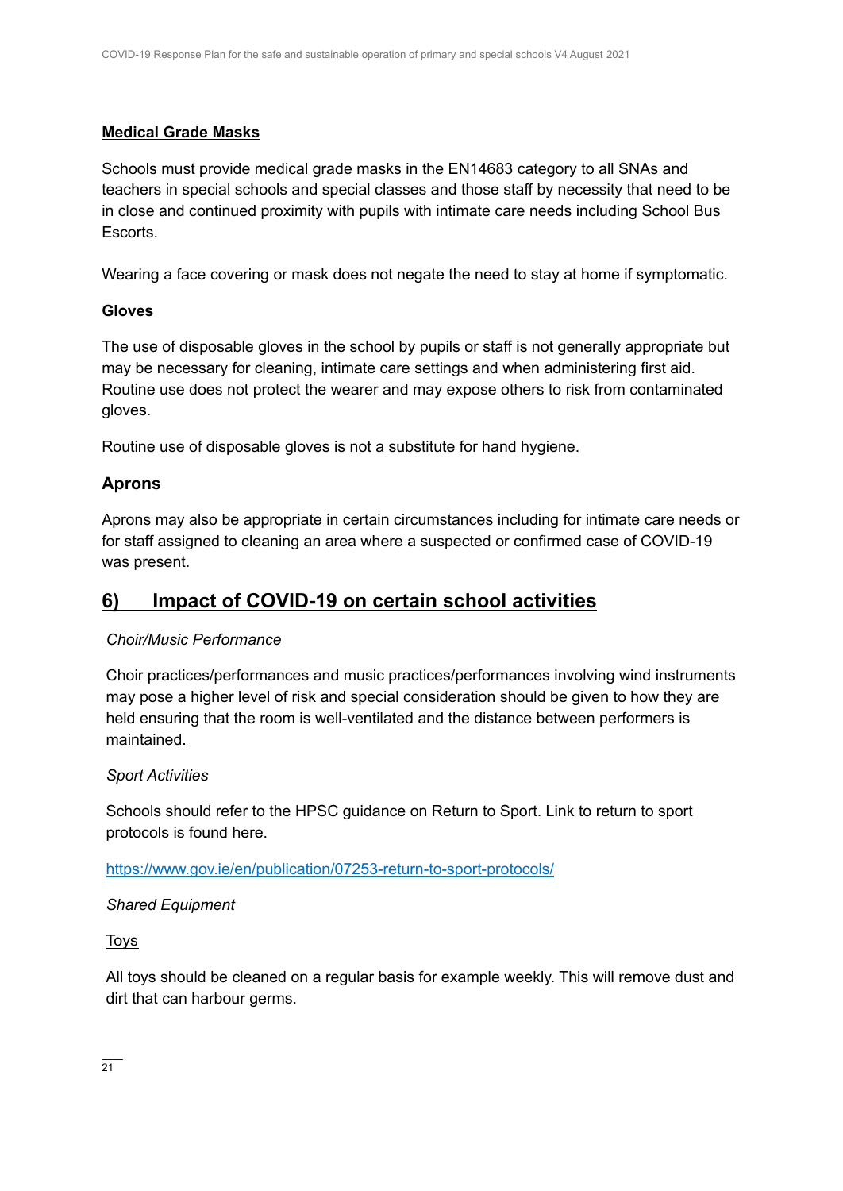**Medical Grade Masks**

Schools must provide medical grade masks in the EN14683 category to all SNAs and teachers in special schools and special classes and those staff by necessity that need to be in close and continued proximity with pupils with intimate care needs including School Bus Escorts.

Wearing a face covering or mask does not negate the need to stay at home if symptomatic.

**Gloves**

The use of disposable gloves in the school by pupils or staff is not generally appropriate but may be necessary for cleaning, intimate care settings and when administering first aid. Routine use does not protect the wearer and may expose others to risk from contaminated gloves.

Routine use of disposable gloves is not a substitute for hand hygiene.

### Aprons

Aprons may also be appropriate in certain circumstances including for intimate care needs or for staff assigned to cleaning an area where a suspected or confirmed case of COVID-19 was present.

## 6) Impact of COVID-19 on certain school activities

*Choir/Music Performance*

Choir practices/performances and music practices/performances involving wind instruments may pose a higher level of risk and special consideration should be given to how they are held ensuring that the room is well-ventilated and the distance between performers is maintained.

*Sport Activities*

Schools should refer to the HPSC guidance on Return to Sport. Link to return to sport protocols is found here.

https://www.gov.ie/en/publication/07253-return-to-sport-protocols/

*Shared Equipment*

Toys

All toys should be cleaned on a regular basis for example weekly. This will remove dust and dirt that can harbour germs.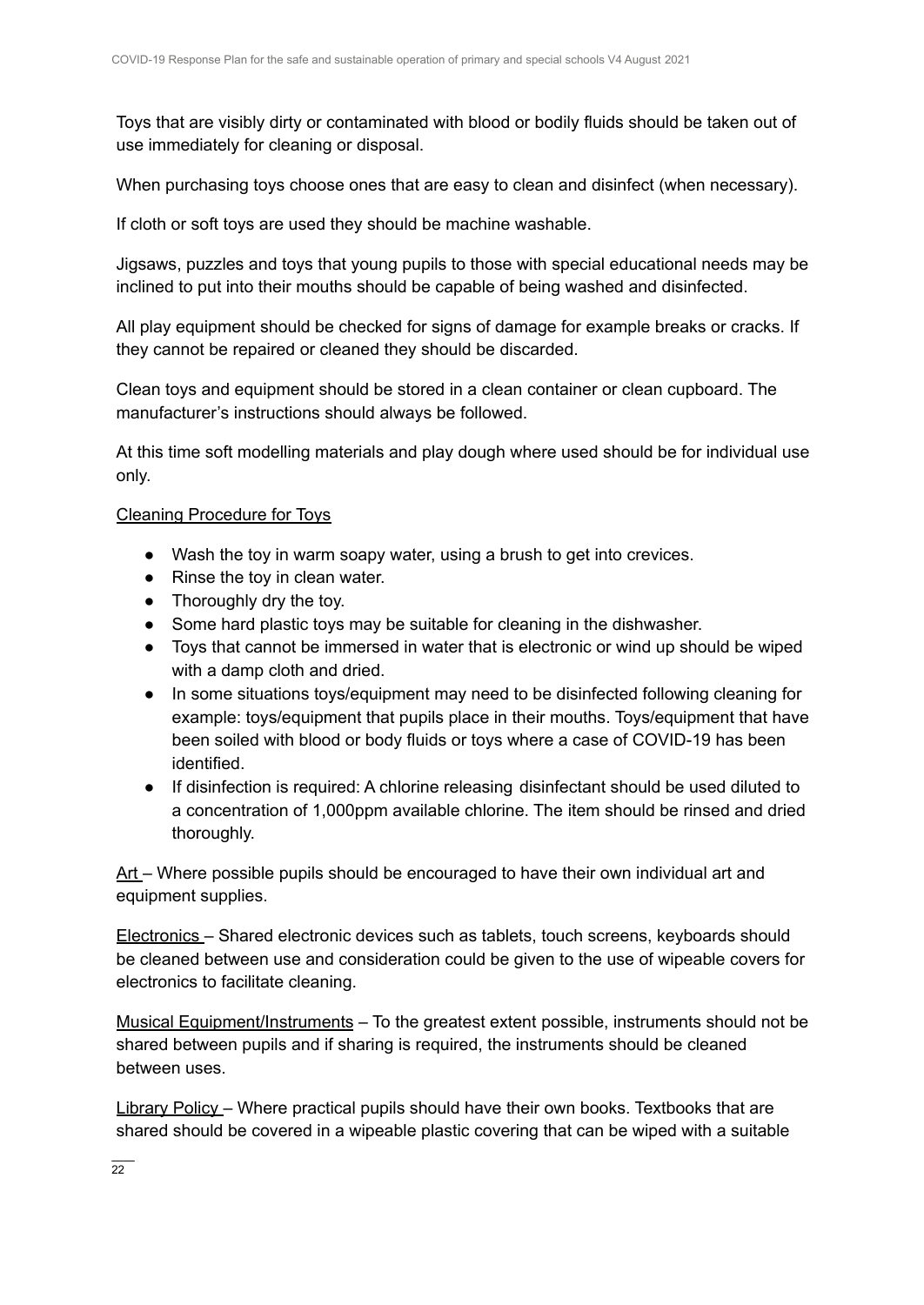Toys that are visibly dirty or contaminated with blood or bodily fluids should be taken out of use immediately for cleaning or disposal.

When purchasing toys choose ones that are easy to clean and disinfect (when necessary).

If cloth or soft toys are used they should be machine washable.

Jigsaws, puzzles and toys that young pupils to those with special educational needs may be inclined to put into their mouths should be capable of being washed and disinfected.

All play equipment should be checked for signs of damage for example breaks or cracks. If they cannot be repaired or cleaned they should be discarded.

Clean toys and equipment should be stored in a clean container or clean cupboard. The manufacturer's instructions should always be followed.

At this time soft modelling materials and play dough where used should be for individual use only.

Cleaning Procedure for Toys

- Wash the toy in warm soapy water, using a brush to get into crevices.
- Rinse the toy in clean water.
- Thoroughly dry the toy.
- Some hard plastic toys may be suitable for cleaning in the dishwasher.
- Toys that cannot be immersed in water that is electronic or wind up should be wiped with a damp cloth and dried.
- In some situations toys/equipment may need to be disinfected following cleaning for example: toys/equipment that pupils place in their mouths. Toys/equipment that have been soiled with blood or body fluids or toys where a case of COVID-19 has been identified.
- If disinfection is required: A chlorine releasing disinfectant should be used diluted to a concentration of 1,000ppm available chlorine. The item should be rinsed and dried thoroughly.

Art – Where possible pupils should be encouraged to have their own individual art and equipment supplies.

Electronics – Shared electronic devices such as tablets, touch screens, keyboards should be cleaned between use and consideration could be given to the use of wipeable covers for electronics to facilitate cleaning.

Musical Equipment/Instruments – To the greatest extent possible, instruments should not be shared between pupils and if sharing is required, the instruments should be cleaned between uses.

Library Policy – Where practical pupils should have their own books. Textbooks that are shared should be covered in a wipeable plastic covering that can be wiped with a suitable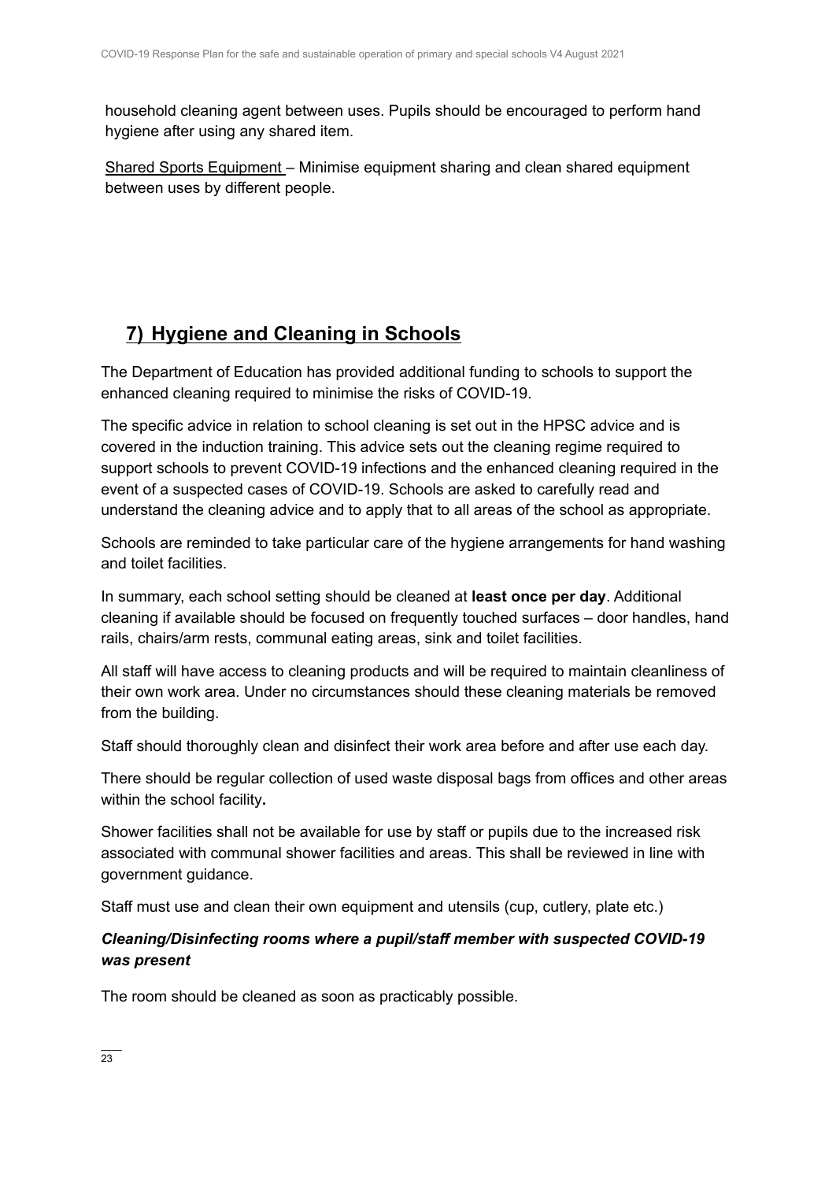household cleaning agent between uses. Pupils should be encouraged to perform hand hygiene after using any shared item.

Shared Sports Equipment – Minimise equipment sharing and clean shared equipment between uses by different people.

## 7) Hygiene and Cleaning in Schools

The Department of Education has provided additional funding to schools to support the enhanced cleaning required to minimise the risks of COVID-19.

The specific advice in relation to school cleaning is set out in the HPSC advice and is covered in the induction training. This advice sets out the cleaning regime required to support schools to prevent COVID-19 infections and the enhanced cleaning required in the event of a suspected cases of COVID-19. Schools are asked to carefully read and understand the cleaning advice and to apply that to all areas of the school as appropriate.

Schools are reminded to take particular care of the hygiene arrangements for hand washing and toilet facilities.

In summary, each school setting should be cleaned at **least once per day**. Additional cleaning if available should be focused on frequently touched surfaces – door handles, hand rails, chairs/arm rests, communal eating areas, sink and toilet facilities.

All staff will have access to cleaning products and will be required to maintain cleanliness of their own work area. Under no circumstances should these cleaning materials be removed from the building.

Staff should thoroughly clean and disinfect their work area before and after use each day.

There should be regular collection of used waste disposal bags from offices and other areas within the school facility**.**

Shower facilities shall not be available for use by staff or pupils due to the increased risk associated with communal shower facilities and areas. This shall be reviewed in line with government guidance.

Staff must use and clean their own equipment and utensils (cup, cutlery, plate etc.)

***Cleaning/Disinfecting rooms where a pupil/staff member with suspected COVID-19 was present***

The room should be cleaned as soon as practicably possible.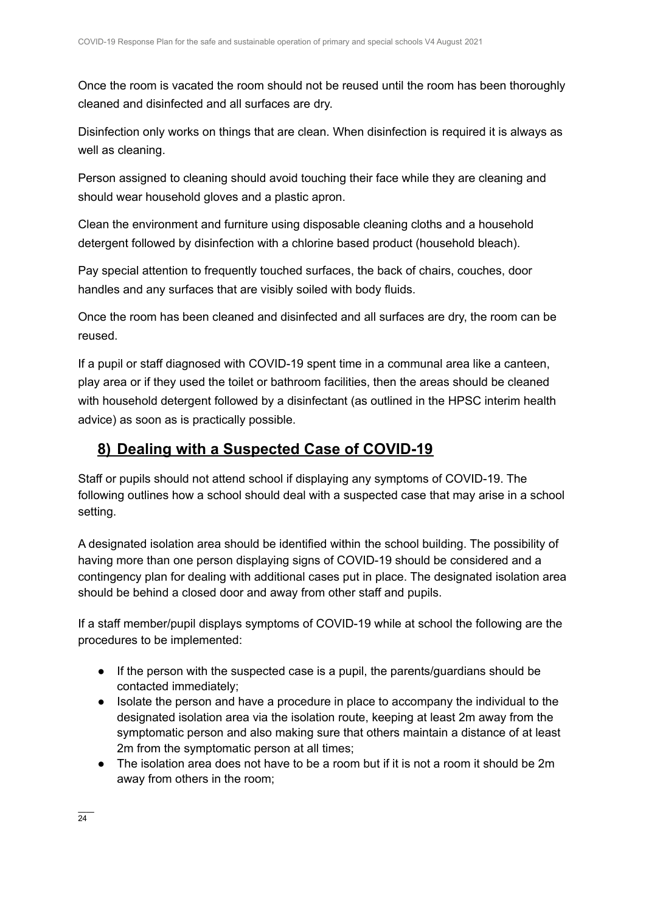Once the room is vacated the room should not be reused until the room has been thoroughly cleaned and disinfected and all surfaces are dry.

Disinfection only works on things that are clean. When disinfection is required it is always as well as cleaning.

Person assigned to cleaning should avoid touching their face while they are cleaning and should wear household gloves and a plastic apron.

Clean the environment and furniture using disposable cleaning cloths and a household detergent followed by disinfection with a chlorine based product (household bleach).

Pay special attention to frequently touched surfaces, the back of chairs, couches, door handles and any surfaces that are visibly soiled with body fluids.

Once the room has been cleaned and disinfected and all surfaces are dry, the room can be reused.

If a pupil or staff diagnosed with COVID-19 spent time in a communal area like a canteen, play area or if they used the toilet or bathroom facilities, then the areas should be cleaned with household detergent followed by a disinfectant (as outlined in the HPSC interim health advice) as soon as is practically possible.

## 8) Dealing with a Suspected Case of COVID-19

Staff or pupils should not attend school if displaying any symptoms of COVID-19. The following outlines how a school should deal with a suspected case that may arise in a school setting.

A designated isolation area should be identified within the school building. The possibility of having more than one person displaying signs of COVID-19 should be considered and a contingency plan for dealing with additional cases put in place. The designated isolation area should be behind a closed door and away from other staff and pupils.

If a staff member/pupil displays symptoms of COVID-19 while at school the following are the procedures to be implemented:

- If the person with the suspected case is a pupil, the parents/guardians should be contacted immediately;
- Isolate the person and have a procedure in place to accompany the individual to the designated isolation area via the isolation route, keeping at least 2m away from the symptomatic person and also making sure that others maintain a distance of at least 2m from the symptomatic person at all times;
- The isolation area does not have to be a room but if it is not a room it should be 2m away from others in the room;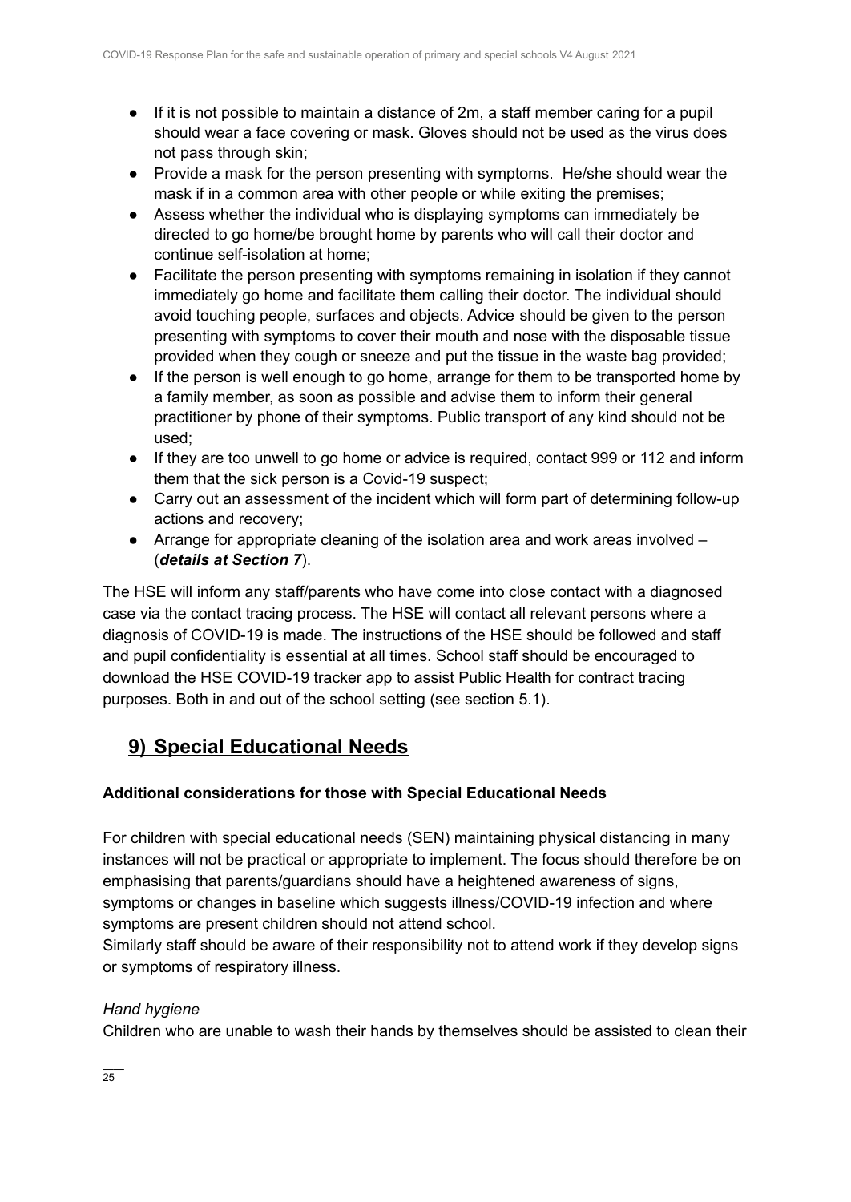- If it is not possible to maintain a distance of 2m, a staff member caring for a pupil should wear a face covering or mask. Gloves should not be used as the virus does not pass through skin;
- Provide a mask for the person presenting with symptoms. He/she should wear the mask if in a common area with other people or while exiting the premises;
- Assess whether the individual who is displaying symptoms can immediately be directed to go home/be brought home by parents who will call their doctor and continue self-isolation at home;
- Facilitate the person presenting with symptoms remaining in isolation if they cannot immediately go home and facilitate them calling their doctor. The individual should avoid touching people, surfaces and objects. Advice should be given to the person presenting with symptoms to cover their mouth and nose with the disposable tissue provided when they cough or sneeze and put the tissue in the waste bag provided;
- If the person is well enough to go home, arrange for them to be transported home by a family member, as soon as possible and advise them to inform their general practitioner by phone of their symptoms. Public transport of any kind should not be used;
- If they are too unwell to go home or advice is required, contact 999 or 112 and inform them that the sick person is a Covid-19 suspect;
- Carry out an assessment of the incident which will form part of determining follow-up actions and recovery;
- Arrange for appropriate cleaning of the isolation area and work areas involved – (***details at Section 7***).

The HSE will inform any staff/parents who have come into close contact with a diagnosed case via the contact tracing process. The HSE will contact all relevant persons where a diagnosis of COVID-19 is made. The instructions of the HSE should be followed and staff and pupil confidentiality is essential at all times. School staff should be encouraged to download the HSE COVID-19 tracker app to assist Public Health for contract tracing purposes. Both in and out of the school setting (see section 5.1).

## 9) Special Educational Needs

**Additional considerations for those with Special Educational Needs**

For children with special educational needs (SEN) maintaining physical distancing in many instances will not be practical or appropriate to implement. The focus should therefore be on emphasising that parents/guardians should have a heightened awareness of signs, symptoms or changes in baseline which suggests illness/COVID-19 infection and where symptoms are present children should not attend school.
Similarly staff should be aware of their responsibility not to attend work if they develop signs or symptoms of respiratory illness.

*Hand hygiene*
Children who are unable to wash their hands by themselves should be assisted to clean their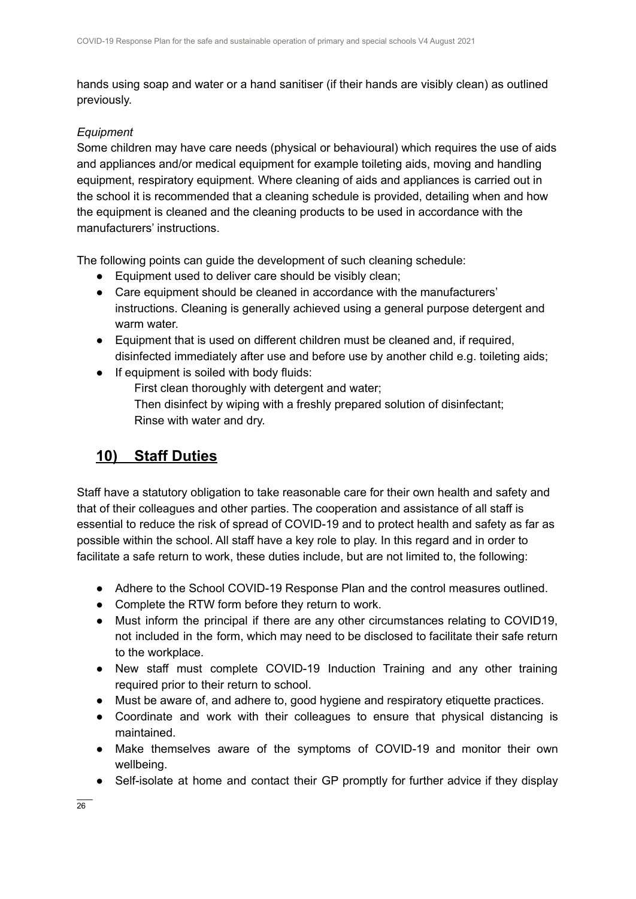hands using soap and water or a hand sanitiser (if their hands are visibly clean) as outlined previously.

*Equipment*

Some children may have care needs (physical or behavioural) which requires the use of aids and appliances and/or medical equipment for example toileting aids, moving and handling equipment, respiratory equipment. Where cleaning of aids and appliances is carried out in the school it is recommended that a cleaning schedule is provided, detailing when and how the equipment is cleaned and the cleaning products to be used in accordance with the manufacturers' instructions.

The following points can guide the development of such cleaning schedule:

- Equipment used to deliver care should be visibly clean;
- Care equipment should be cleaned in accordance with the manufacturers' instructions. Cleaning is generally achieved using a general purpose detergent and warm water.
- Equipment that is used on different children must be cleaned and, if required, disinfected immediately after use and before use by another child e.g. toileting aids;
- If equipment is soiled with body fluids:
  First clean thoroughly with detergent and water;
  Then disinfect by wiping with a freshly prepared solution of disinfectant;
  Rinse with water and dry.

## 10) Staff Duties

Staff have a statutory obligation to take reasonable care for their own health and safety and that of their colleagues and other parties. The cooperation and assistance of all staff is essential to reduce the risk of spread of COVID-19 and to protect health and safety as far as possible within the school. All staff have a key role to play. In this regard and in order to facilitate a safe return to work, these duties include, but are not limited to, the following:

- Adhere to the School COVID-19 Response Plan and the control measures outlined.
- Complete the RTW form before they return to work.
- Must inform the principal if there are any other circumstances relating to COVID19, not included in the form, which may need to be disclosed to facilitate their safe return to the workplace.
- New staff must complete COVID-19 Induction Training and any other training required prior to their return to school.
- Must be aware of, and adhere to, good hygiene and respiratory etiquette practices.
- Coordinate and work with their colleagues to ensure that physical distancing is maintained.
- Make themselves aware of the symptoms of COVID-19 and monitor their own wellbeing.
- Self-isolate at home and contact their GP promptly for further advice if they display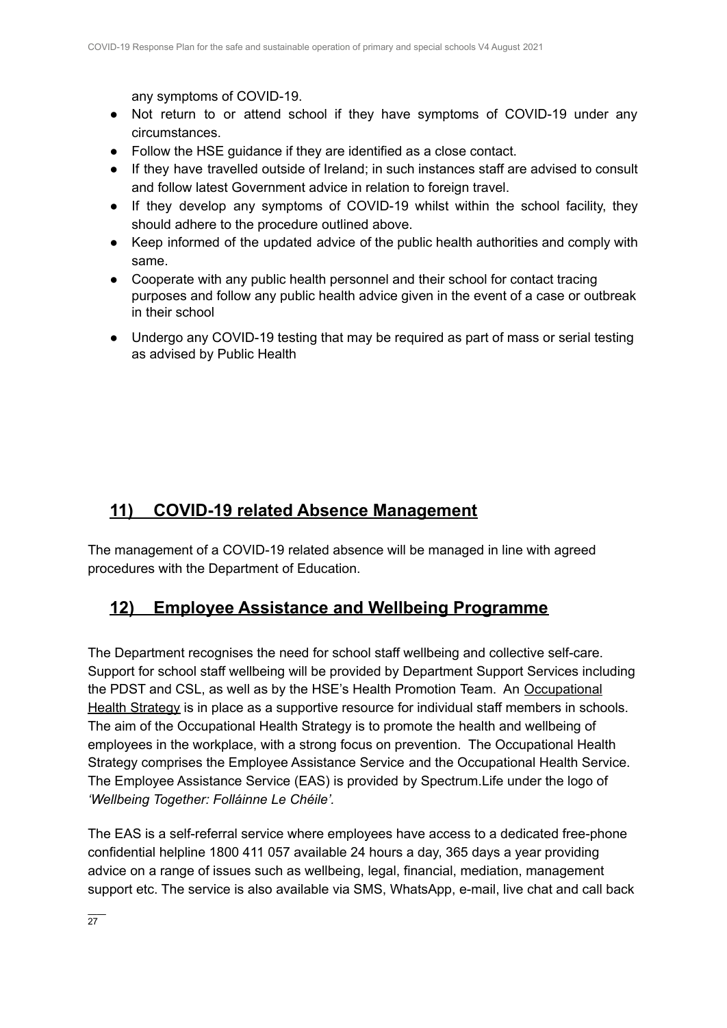any symptoms of COVID-19.

- Not return to or attend school if they have symptoms of COVID-19 under any circumstances.
- Follow the HSE guidance if they are identified as a close contact.
- If they have travelled outside of Ireland; in such instances staff are advised to consult and follow latest Government advice in relation to foreign travel.
- If they develop any symptoms of COVID-19 whilst within the school facility, they should adhere to the procedure outlined above.
- Keep informed of the updated advice of the public health authorities and comply with same.
- Cooperate with any public health personnel and their school for contact tracing purposes and follow any public health advice given in the event of a case or outbreak in their school
- Undergo any COVID-19 testing that may be required as part of mass or serial testing as advised by Public Health

## 11) COVID-19 related Absence Management

The management of a COVID-19 related absence will be managed in line with agreed procedures with the Department of Education.

## 12) Employee Assistance and Wellbeing Programme

The Department recognises the need for school staff wellbeing and collective self-care. Support for school staff wellbeing will be provided by Department Support Services including the PDST and CSL, as well as by the HSE's Health Promotion Team. An Occupational Health Strategy is in place as a supportive resource for individual staff members in schools. The aim of the Occupational Health Strategy is to promote the health and wellbeing of employees in the workplace, with a strong focus on prevention. The Occupational Health Strategy comprises the Employee Assistance Service and the Occupational Health Service. The Employee Assistance Service (EAS) is provided by Spectrum.Life under the logo of *'Wellbeing Together: Folláinne Le Chéile'*.

The EAS is a self-referral service where employees have access to a dedicated free-phone confidential helpline 1800 411 057 available 24 hours a day, 365 days a year providing advice on a range of issues such as wellbeing, legal, financial, mediation, management support etc. The service is also available via SMS, WhatsApp, e-mail, live chat and call back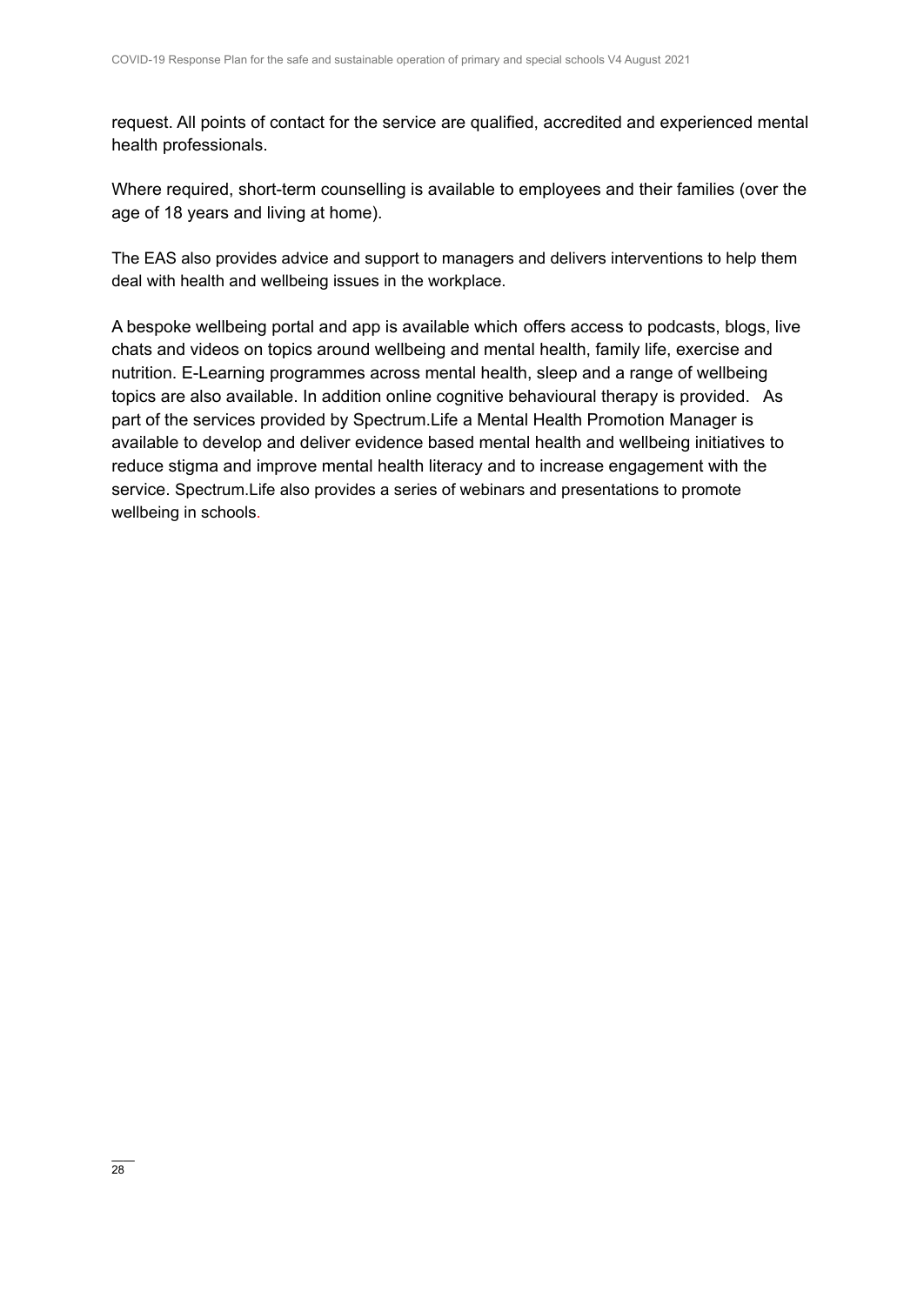request. All points of contact for the service are qualified, accredited and experienced mental health professionals.

Where required, short-term counselling is available to employees and their families (over the age of 18 years and living at home).

The EAS also provides advice and support to managers and delivers interventions to help them deal with health and wellbeing issues in the workplace.

A bespoke wellbeing portal and app is available which offers access to podcasts, blogs, live chats and videos on topics around wellbeing and mental health, family life, exercise and nutrition. E-Learning programmes across mental health, sleep and a range of wellbeing topics are also available. In addition online cognitive behavioural therapy is provided. As part of the services provided by Spectrum.Life a Mental Health Promotion Manager is available to develop and deliver evidence based mental health and wellbeing initiatives to reduce stigma and improve mental health literacy and to increase engagement with the service. Spectrum.Life also provides a series of webinars and presentations to promote wellbeing in schools.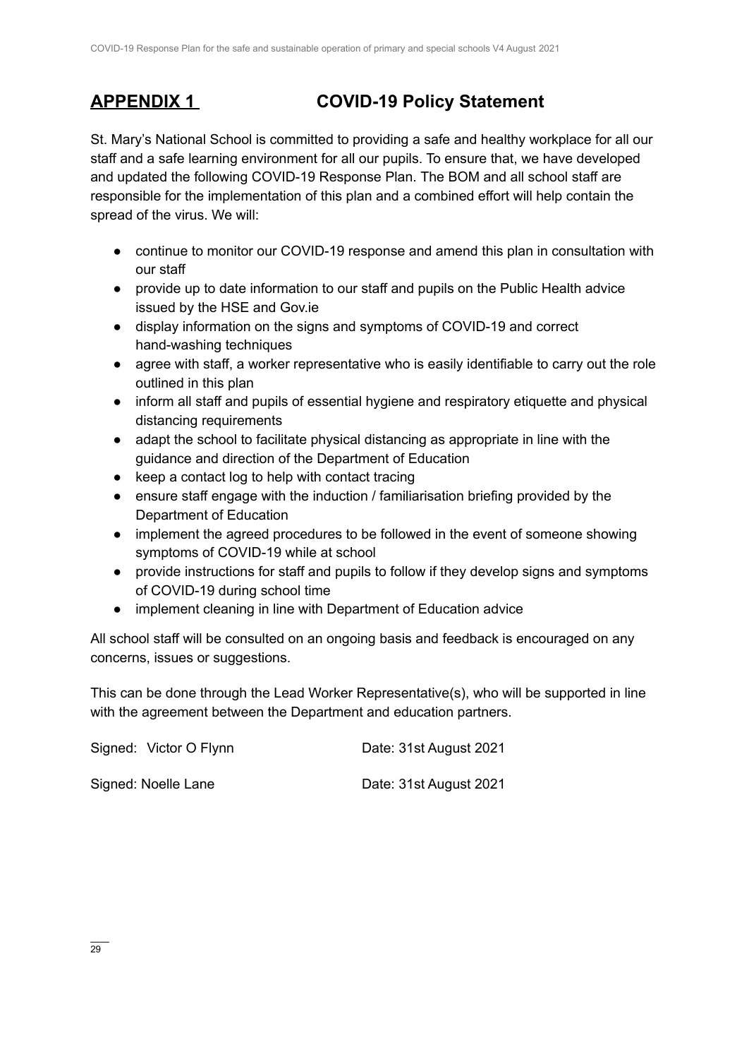## **APPENDIX 1** COVID-19 Policy Statement

St. Mary's National School is committed to providing a safe and healthy workplace for all our staff and a safe learning environment for all our pupils. To ensure that, we have developed and updated the following COVID-19 Response Plan. The BOM and all school staff are responsible for the implementation of this plan and a combined effort will help contain the spread of the virus. We will:

- continue to monitor our COVID-19 response and amend this plan in consultation with our staff
- provide up to date information to our staff and pupils on the Public Health advice issued by the HSE and Gov.ie
- display information on the signs and symptoms of COVID-19 and correct hand-washing techniques
- agree with staff, a worker representative who is easily identifiable to carry out the role outlined in this plan
- inform all staff and pupils of essential hygiene and respiratory etiquette and physical distancing requirements
- adapt the school to facilitate physical distancing as appropriate in line with the guidance and direction of the Department of Education
- keep a contact log to help with contact tracing
- ensure staff engage with the induction / familiarisation briefing provided by the Department of Education
- implement the agreed procedures to be followed in the event of someone showing symptoms of COVID-19 while at school
- provide instructions for staff and pupils to follow if they develop signs and symptoms of COVID-19 during school time
- implement cleaning in line with Department of Education advice

All school staff will be consulted on an ongoing basis and feedback is encouraged on any concerns, issues or suggestions.

This can be done through the Lead Worker Representative(s), who will be supported in line with the agreement between the Department and education partners.

Signed: Victor O Flynn Date: 31st August 2021

Signed: Noelle Lane Date: 31st August 2021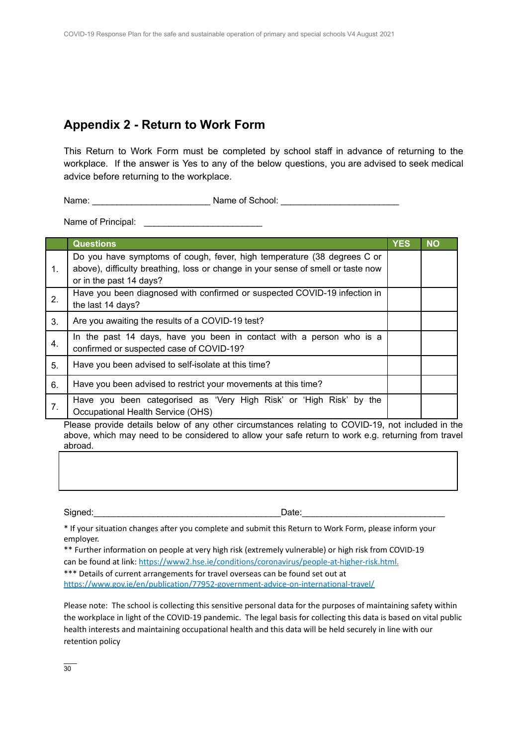## Appendix 2 - Return to Work Form

This Return to Work Form must be completed by school staff in advance of returning to the workplace. If the answer is Yes to any of the below questions, you are advised to seek medical advice before returning to the workplace.

Name: ________________________ Name of School: ________________________

Name of Principal: ________________________

| | Questions | YES | NO |
|---|---|---|---|
| 1. | Do you have symptoms of cough, fever, high temperature (38 degrees C or above), difficulty breathing, loss or change in your sense of smell or taste now or in the past 14 days? | | |
| 2. | Have you been diagnosed with confirmed or suspected COVID-19 infection in the last 14 days? | | |
| 3. | Are you awaiting the results of a COVID-19 test? | | |
| 4. | In the past 14 days, have you been in contact with a person who is a confirmed or suspected case of COVID-19? | | |
| 5. | Have you been advised to self-isolate at this time? | | |
| 6. | Have you been advised to restrict your movements at this time? | | |
| 7. | Have you been categorised as 'Very High Risk' or 'High Risk' by the Occupational Health Service (OHS) | | |

Please provide details below of any other circumstances relating to COVID-19, not included in the above, which may need to be considered to allow your safe return to work e.g. returning from travel abroad.

| |
|---|
| |

Signed:______________________________________Date:_____________________________

* If your situation changes after you complete and submit this Return to Work Form, please inform your employer.

** Further information on people at very high risk (extremely vulnerable) or high risk from COVID-19 can be found at link: https://www2.hse.ie/conditions/coronavirus/people-at-higher-risk.html.

*** Details of current arrangements for travel overseas can be found set out at https://www.gov.ie/en/publication/77952-government-advice-on-international-travel/

Please note: The school is collecting this sensitive personal data for the purposes of maintaining safety within the workplace in light of the COVID-19 pandemic. The legal basis for collecting this data is based on vital public health interests and maintaining occupational health and this data will be held securely in line with our retention policy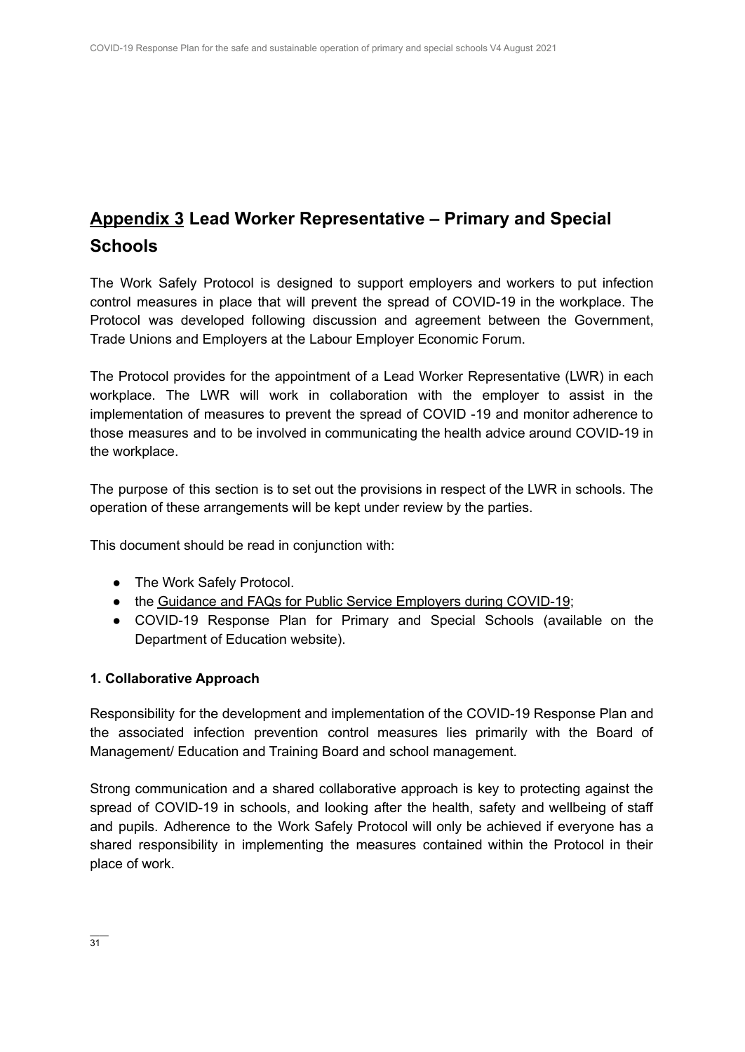# Appendix 3 Lead Worker Representative – Primary and Special Schools

The Work Safely Protocol is designed to support employers and workers to put infection control measures in place that will prevent the spread of COVID-19 in the workplace. The Protocol was developed following discussion and agreement between the Government, Trade Unions and Employers at the Labour Employer Economic Forum.

The Protocol provides for the appointment of a Lead Worker Representative (LWR) in each workplace. The LWR will work in collaboration with the employer to assist in the implementation of measures to prevent the spread of COVID -19 and monitor adherence to those measures and to be involved in communicating the health advice around COVID-19 in the workplace.

The purpose of this section is to set out the provisions in respect of the LWR in schools. The operation of these arrangements will be kept under review by the parties.

This document should be read in conjunction with:

- The Work Safely Protocol.
- the Guidance and FAQs for Public Service Employers during COVID-19;
- COVID-19 Response Plan for Primary and Special Schools (available on the Department of Education website).

### 1. Collaborative Approach

Responsibility for the development and implementation of the COVID-19 Response Plan and the associated infection prevention control measures lies primarily with the Board of Management/ Education and Training Board and school management.

Strong communication and a shared collaborative approach is key to protecting against the spread of COVID-19 in schools, and looking after the health, safety and wellbeing of staff and pupils. Adherence to the Work Safely Protocol will only be achieved if everyone has a shared responsibility in implementing the measures contained within the Protocol in their place of work.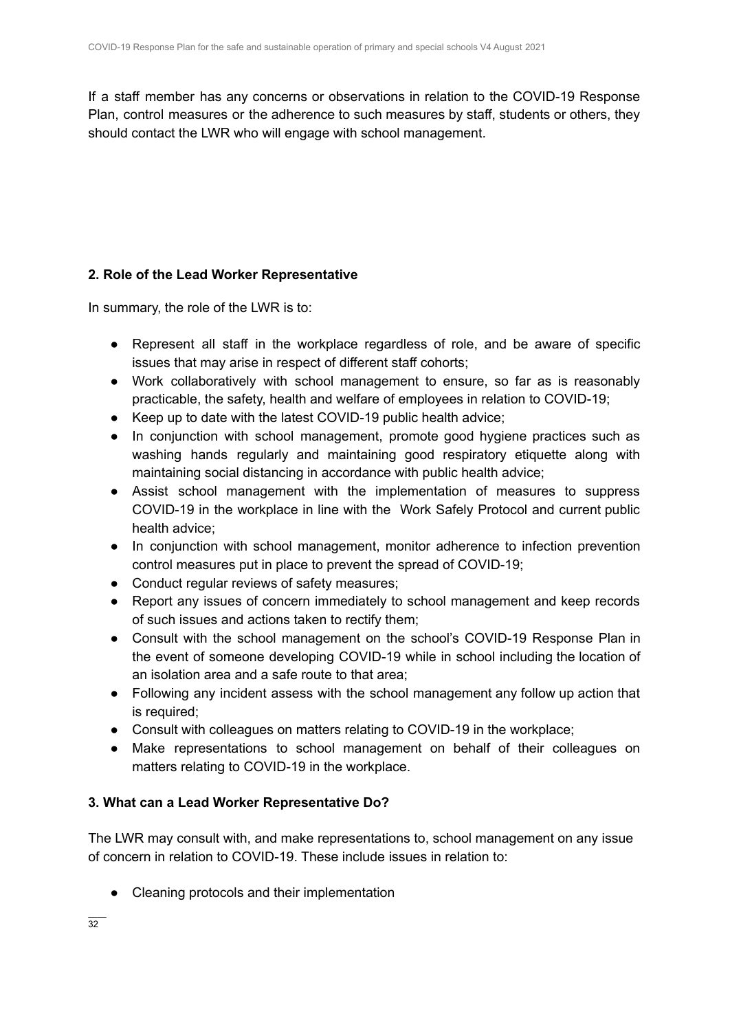If a staff member has any concerns or observations in relation to the COVID-19 Response Plan, control measures or the adherence to such measures by staff, students or others, they should contact the LWR who will engage with school management.

## 2. Role of the Lead Worker Representative

In summary, the role of the LWR is to:

- Represent all staff in the workplace regardless of role, and be aware of specific issues that may arise in respect of different staff cohorts;
- Work collaboratively with school management to ensure, so far as is reasonably practicable, the safety, health and welfare of employees in relation to COVID-19;
- Keep up to date with the latest COVID-19 public health advice;
- In conjunction with school management, promote good hygiene practices such as washing hands regularly and maintaining good respiratory etiquette along with maintaining social distancing in accordance with public health advice;
- Assist school management with the implementation of measures to suppress COVID-19 in the workplace in line with the Work Safely Protocol and current public health advice;
- In conjunction with school management, monitor adherence to infection prevention control measures put in place to prevent the spread of COVID-19;
- Conduct regular reviews of safety measures;
- Report any issues of concern immediately to school management and keep records of such issues and actions taken to rectify them;
- Consult with the school management on the school's COVID-19 Response Plan in the event of someone developing COVID-19 while in school including the location of an isolation area and a safe route to that area;
- Following any incident assess with the school management any follow up action that is required;
- Consult with colleagues on matters relating to COVID-19 in the workplace;
- Make representations to school management on behalf of their colleagues on matters relating to COVID-19 in the workplace.

## 3. What can a Lead Worker Representative Do?

The LWR may consult with, and make representations to, school management on any issue of concern in relation to COVID-19. These include issues in relation to:

- Cleaning protocols and their implementation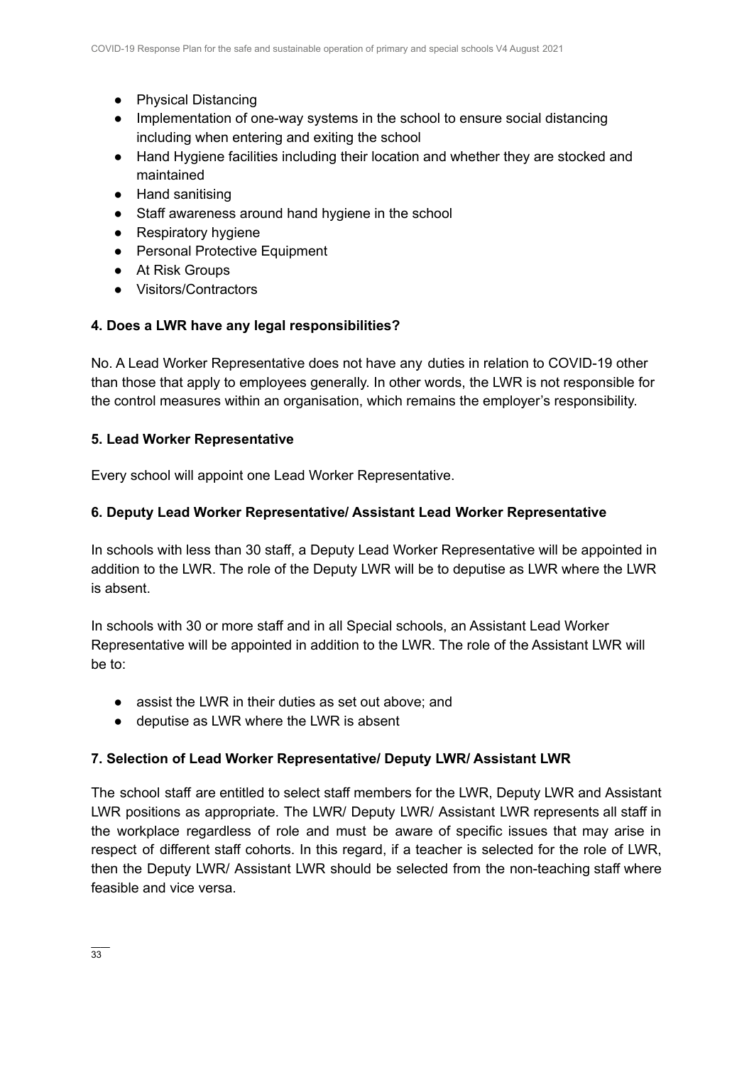- Physical Distancing
- Implementation of one-way systems in the school to ensure social distancing including when entering and exiting the school
- Hand Hygiene facilities including their location and whether they are stocked and maintained
- Hand sanitising
- Staff awareness around hand hygiene in the school
- Respiratory hygiene
- Personal Protective Equipment
- At Risk Groups
- Visitors/Contractors

#### 4. Does a LWR have any legal responsibilities?

No. A Lead Worker Representative does not have any duties in relation to COVID-19 other than those that apply to employees generally. In other words, the LWR is not responsible for the control measures within an organisation, which remains the employer's responsibility.

#### 5. Lead Worker Representative

Every school will appoint one Lead Worker Representative.

#### 6. Deputy Lead Worker Representative/ Assistant Lead Worker Representative

In schools with less than 30 staff, a Deputy Lead Worker Representative will be appointed in addition to the LWR. The role of the Deputy LWR will be to deputise as LWR where the LWR is absent.

In schools with 30 or more staff and in all Special schools, an Assistant Lead Worker Representative will be appointed in addition to the LWR. The role of the Assistant LWR will be to:

- assist the LWR in their duties as set out above; and
- deputise as LWR where the LWR is absent

#### 7. Selection of Lead Worker Representative/ Deputy LWR/ Assistant LWR

The school staff are entitled to select staff members for the LWR, Deputy LWR and Assistant LWR positions as appropriate. The LWR/ Deputy LWR/ Assistant LWR represents all staff in the workplace regardless of role and must be aware of specific issues that may arise in respect of different staff cohorts. In this regard, if a teacher is selected for the role of LWR, then the Deputy LWR/ Assistant LWR should be selected from the non-teaching staff where feasible and vice versa.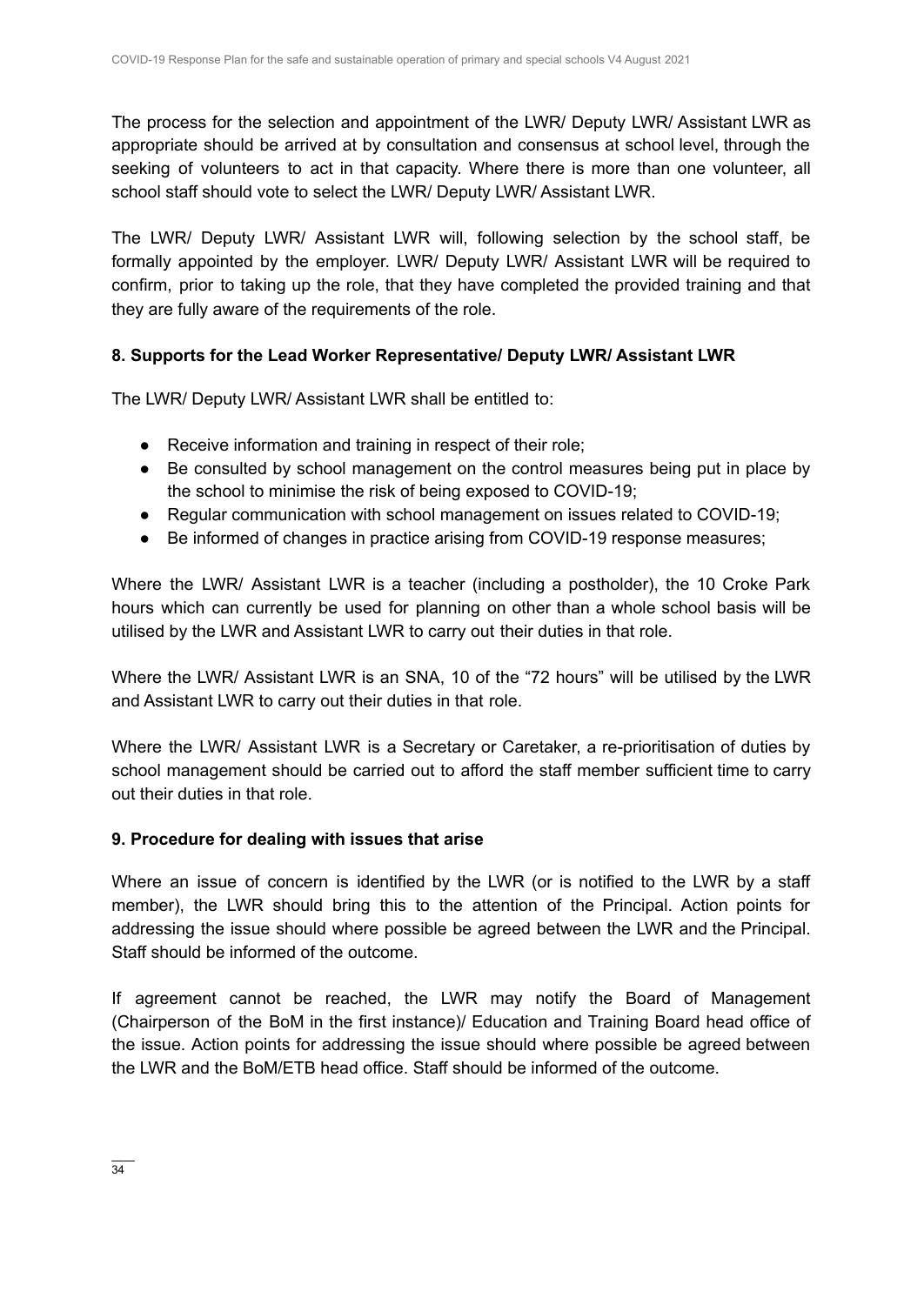The process for the selection and appointment of the LWR/ Deputy LWR/ Assistant LWR as appropriate should be arrived at by consultation and consensus at school level, through the seeking of volunteers to act in that capacity. Where there is more than one volunteer, all school staff should vote to select the LWR/ Deputy LWR/ Assistant LWR.

The LWR/ Deputy LWR/ Assistant LWR will, following selection by the school staff, be formally appointed by the employer. LWR/ Deputy LWR/ Assistant LWR will be required to confirm, prior to taking up the role, that they have completed the provided training and that they are fully aware of the requirements of the role.

### 8. Supports for the Lead Worker Representative/ Deputy LWR/ Assistant LWR

The LWR/ Deputy LWR/ Assistant LWR shall be entitled to:

- Receive information and training in respect of their role;
- Be consulted by school management on the control measures being put in place by the school to minimise the risk of being exposed to COVID-19;
- Regular communication with school management on issues related to COVID-19;
- Be informed of changes in practice arising from COVID-19 response measures;

Where the LWR/ Assistant LWR is a teacher (including a postholder), the 10 Croke Park hours which can currently be used for planning on other than a whole school basis will be utilised by the LWR and Assistant LWR to carry out their duties in that role.

Where the LWR/ Assistant LWR is an SNA, 10 of the "72 hours" will be utilised by the LWR and Assistant LWR to carry out their duties in that role.

Where the LWR/ Assistant LWR is a Secretary or Caretaker, a re-prioritisation of duties by school management should be carried out to afford the staff member sufficient time to carry out their duties in that role.

### 9. Procedure for dealing with issues that arise

Where an issue of concern is identified by the LWR (or is notified to the LWR by a staff member), the LWR should bring this to the attention of the Principal. Action points for addressing the issue should where possible be agreed between the LWR and the Principal. Staff should be informed of the outcome.

If agreement cannot be reached, the LWR may notify the Board of Management (Chairperson of the BoM in the first instance)/ Education and Training Board head office of the issue. Action points for addressing the issue should where possible be agreed between the LWR and the BoM/ETB head office. Staff should be informed of the outcome.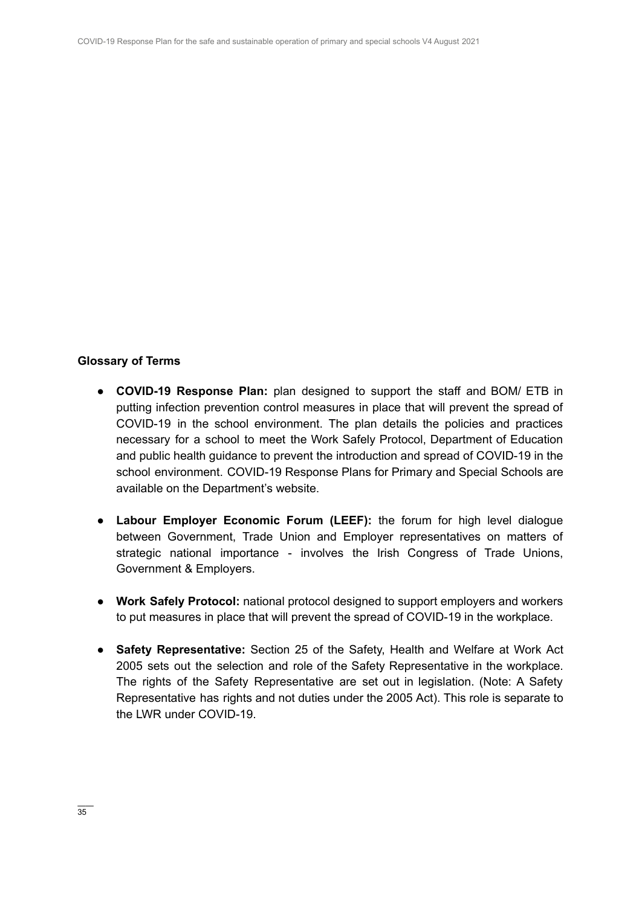**Glossary of Terms**

- **COVID-19 Response Plan:** plan designed to support the staff and BOM/ ETB in putting infection prevention control measures in place that will prevent the spread of COVID-19 in the school environment. The plan details the policies and practices necessary for a school to meet the Work Safely Protocol, Department of Education and public health guidance to prevent the introduction and spread of COVID-19 in the school environment. COVID-19 Response Plans for Primary and Special Schools are available on the Department's website.

- **Labour Employer Economic Forum (LEEF):** the forum for high level dialogue between Government, Trade Union and Employer representatives on matters of strategic national importance - involves the Irish Congress of Trade Unions, Government & Employers.

- **Work Safely Protocol:** national protocol designed to support employers and workers to put measures in place that will prevent the spread of COVID-19 in the workplace.

- **Safety Representative:** Section 25 of the Safety, Health and Welfare at Work Act 2005 sets out the selection and role of the Safety Representative in the workplace. The rights of the Safety Representative are set out in legislation. (Note: A Safety Representative has rights and not duties under the 2005 Act). This role is separate to the LWR under COVID-19.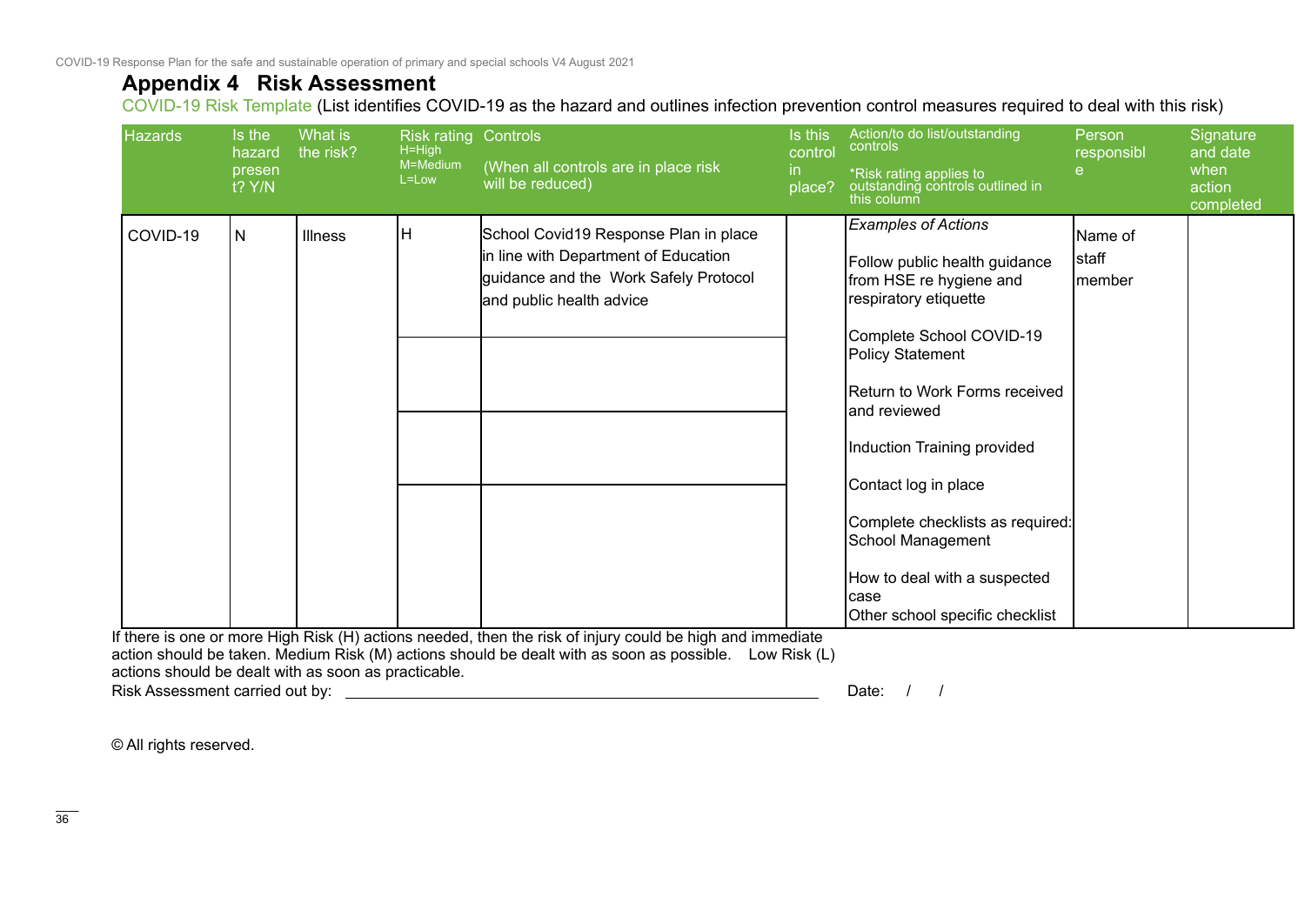## Appendix 4 Risk Assessment

COVID-19 Risk Template (List identifies COVID-19 as the hazard and outlines infection prevention control measures required to deal with this risk)

| Hazards | Is the hazard present? Y/N | What is the risk? | Risk rating H=High M=Medium L=Low | Controls (When all controls are in place risk will be reduced) | Is this control in place? | Action/to do list/outstanding controls *Risk rating applies to outstanding controls outlined in this column | Person responsible | Signature and date when action completed |
|---|---|---|---|---|---|---|---|---|
| COVID-19 | N | Illness | H | School Covid19 Response Plan in place in line with Department of Education guidance and the Work Safely Protocol and public health advice | | *Examples of Actions* Follow public health guidance from HSE re hygiene and respiratory etiquette Complete School COVID-19 Policy Statement Return to Work Forms received and reviewed Induction Training provided Contact log in place Complete checklists as required: School Management How to deal with a suspected case Other school specific checklist | Name of staff member | |
| | | | | | | | | |
| | | | | | | | | |
| | | | | | | | | |

If there is one or more High Risk (H) actions needed, then the risk of injury could be high and immediate action should be taken. Medium Risk (M) actions should be dealt with as soon as possible. Low Risk (L) actions should be dealt with as soon as practicable.

Risk Assessment carried out by: ________________________________ Date: / /

© All rights reserved.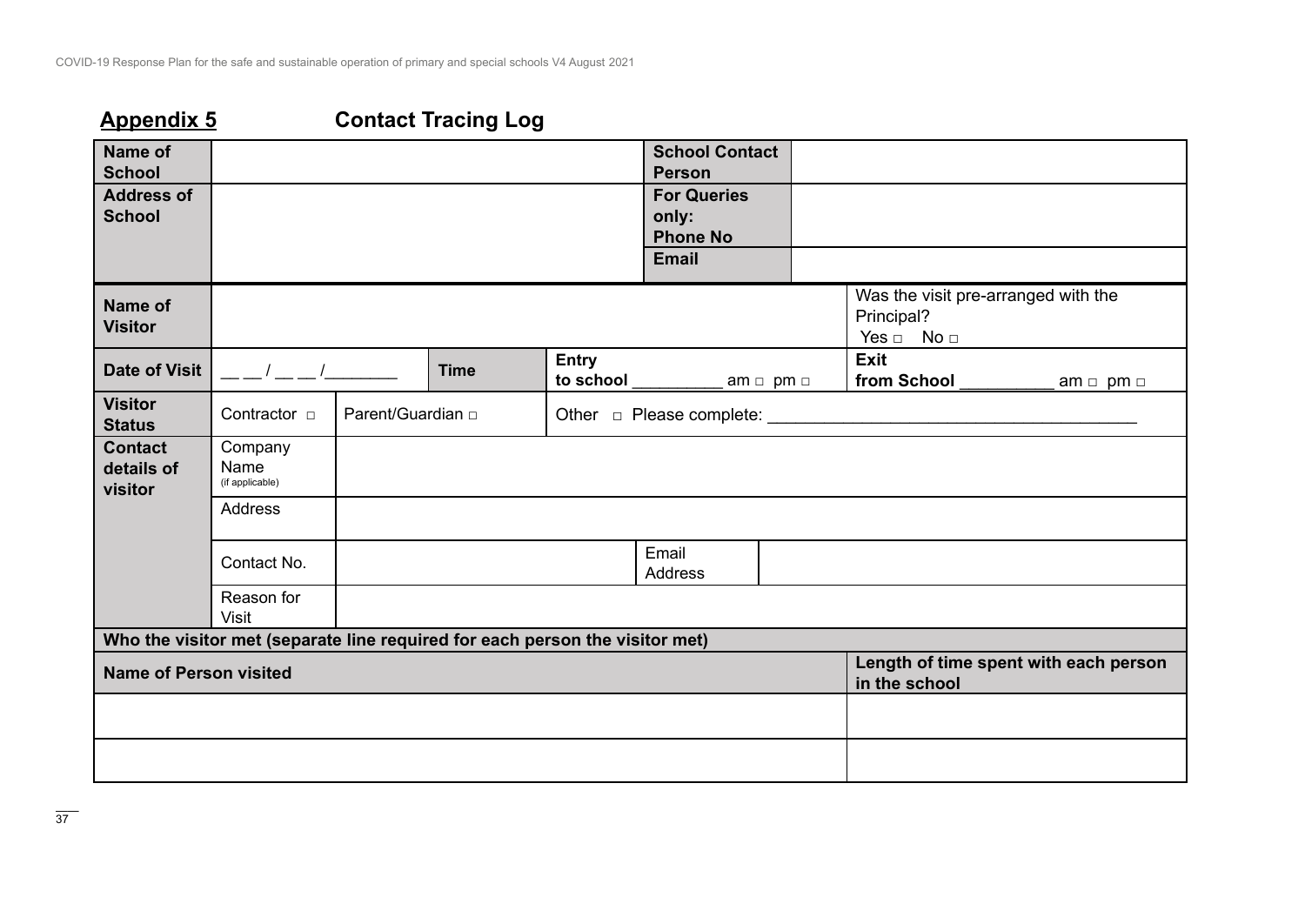## Appendix 5 Contact Tracing Log

| Name of School | | School Contact Person | |
|---|---|---|---|
| Address of School | | For Queries only: Phone No | |
| | | Email | |

| Name of Visitor | | | | Was the visit pre-arranged with the Principal? Yes □ No □ |
|---|---|---|---|---|
| Date of Visit | __ __ / __ __ /________ | Time | Entry to school __________ am □ pm □ | Exit from School __________ am □ pm □ |
| Visitor Status | Contractor □ | Parent/Guardian □ | Other □ Please complete: ______________________________________ | |
| Contact details of visitor | Company Name (if applicable) | | | |
| | Address | | | |
| | Contact No. | | Email Address | |
| | Reason for Visit | | | |

| Who the visitor met (separate line required for each person the visitor met) | |
|---|---|
| **Name of Person visited** | **Length of time spent with each person in the school** |
| | |
| | |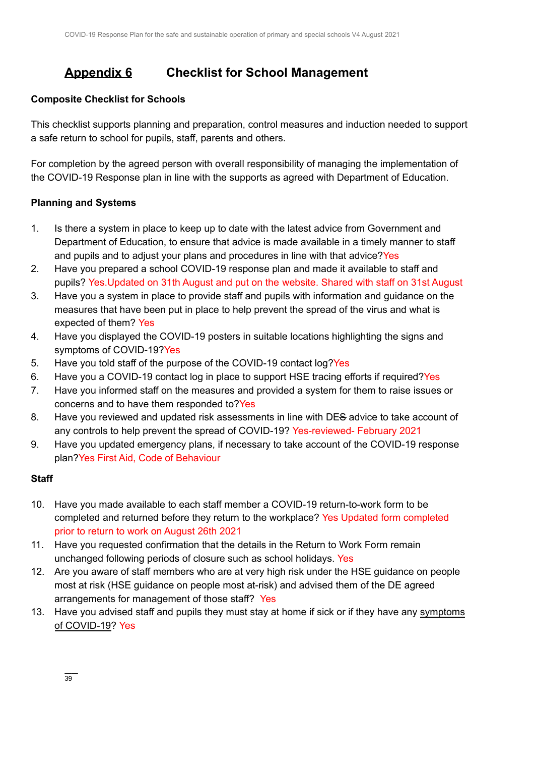# Appendix 6 Checklist for School Management

**Composite Checklist for Schools**

This checklist supports planning and preparation, control measures and induction needed to support a safe return to school for pupils, staff, parents and others.

For completion by the agreed person with overall responsibility of managing the implementation of the COVID-19 Response plan in line with the supports as agreed with Department of Education.

**Planning and Systems**

1. Is there a system in place to keep up to date with the latest advice from Government and Department of Education, to ensure that advice is made available in a timely manner to staff and pupils and to adjust your plans and procedures in line with that advice? Yes
2. Have you prepared a school COVID-19 response plan and made it available to staff and pupils? Yes.Updated on 31th August and put on the website. Shared with staff on 31st August
3. Have you a system in place to provide staff and pupils with information and guidance on the measures that have been put in place to help prevent the spread of the virus and what is expected of them? Yes
4. Have you displayed the COVID-19 posters in suitable locations highlighting the signs and symptoms of COVID-19? Yes
5. Have you told staff of the purpose of the COVID-19 contact log? Yes
6. Have you a COVID-19 contact log in place to support HSE tracing efforts if required? Yes
7. Have you informed staff on the measures and provided a system for them to raise issues or concerns and to have them responded to? Yes
8. Have you reviewed and updated risk assessments in line with D~~ES~~E advice to take account of any controls to help prevent the spread of COVID-19? Yes-reviewed- February 2021
9. Have you updated emergency plans, if necessary to take account of the COVID-19 response plan? Yes First Aid, Code of Behaviour

**Staff**

10. Have you made available to each staff member a COVID-19 return-to-work form to be completed and returned before they return to the workplace? Yes Updated form completed prior to return to work on August 26th 2021
11. Have you requested confirmation that the details in the Return to Work Form remain unchanged following periods of closure such as school holidays. Yes
12. Are you aware of staff members who are at very high risk under the HSE guidance on people most at risk (HSE guidance on people most at-risk) and advised them of the DE agreed arrangements for management of those staff? Yes
13. Have you advised staff and pupils they must stay at home if sick or if they have any symptoms of COVID-19? Yes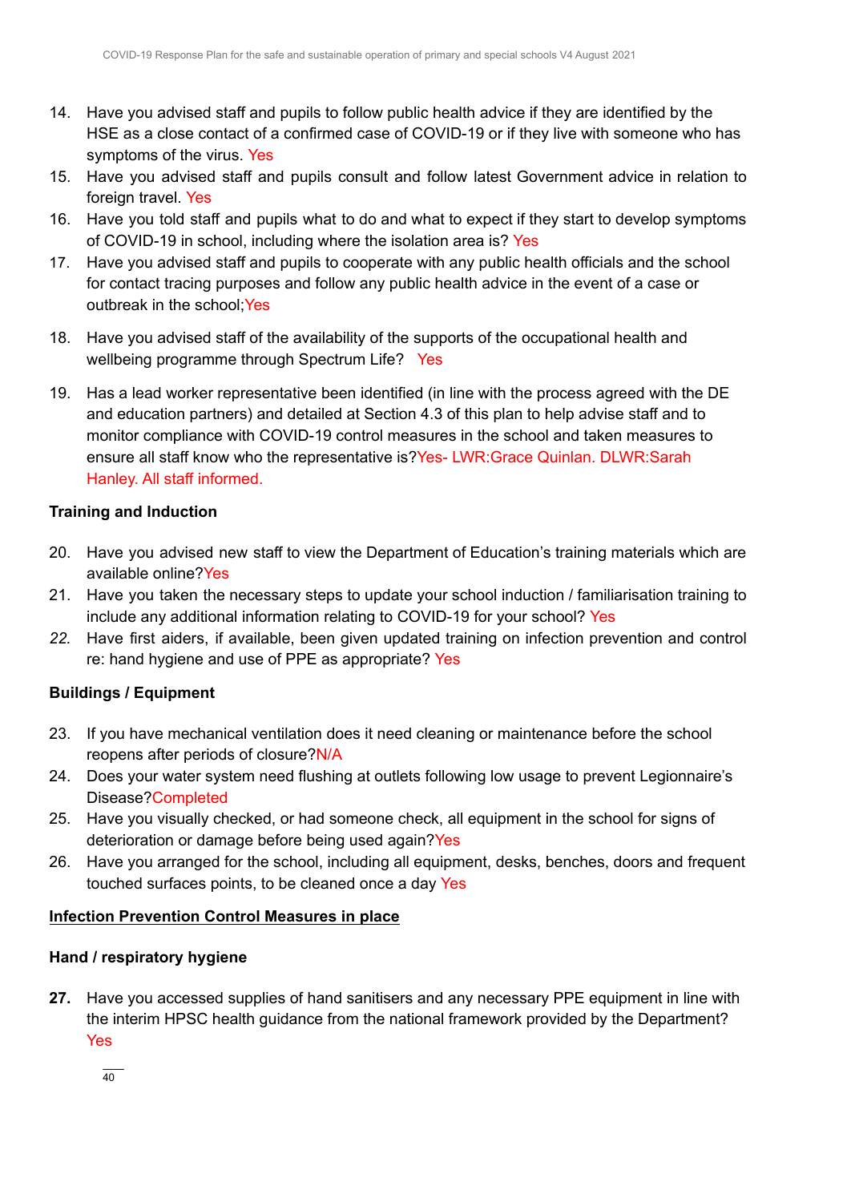14. Have you advised staff and pupils to follow public health advice if they are identified by the HSE as a close contact of a confirmed case of COVID-19 or if they live with someone who has symptoms of the virus. Yes
15. Have you advised staff and pupils consult and follow latest Government advice in relation to foreign travel. Yes
16. Have you told staff and pupils what to do and what to expect if they start to develop symptoms of COVID-19 in school, including where the isolation area is? Yes
17. Have you advised staff and pupils to cooperate with any public health officials and the school for contact tracing purposes and follow any public health advice in the event of a case or outbreak in the school;Yes
18. Have you advised staff of the availability of the supports of the occupational health and wellbeing programme through Spectrum Life? Yes
19. Has a lead worker representative been identified (in line with the process agreed with the DE and education partners) and detailed at Section 4.3 of this plan to help advise staff and to monitor compliance with COVID-19 control measures in the school and taken measures to ensure all staff know who the representative is?Yes- LWR:Grace Quinlan. DLWR:Sarah Hanley. All staff informed.

**Training and Induction**

20. Have you advised new staff to view the Department of Education's training materials which are available online?Yes
21. Have you taken the necessary steps to update your school induction / familiarisation training to include any additional information relating to COVID-19 for your school? Yes
22. Have first aiders, if available, been given updated training on infection prevention and control re: hand hygiene and use of PPE as appropriate? Yes

**Buildings / Equipment**

23. If you have mechanical ventilation does it need cleaning or maintenance before the school reopens after periods of closure?N/A
24. Does your water system need flushing at outlets following low usage to prevent Legionnaire's Disease?Completed
25. Have you visually checked, or had someone check, all equipment in the school for signs of deterioration or damage before being used again?Yes
26. Have you arranged for the school, including all equipment, desks, benches, doors and frequent touched surfaces points, to be cleaned once a day Yes

**Infection Prevention Control Measures in place**

**Hand / respiratory hygiene**

27. Have you accessed supplies of hand sanitisers and any necessary PPE equipment in line with the interim HPSC health guidance from the national framework provided by the Department? Yes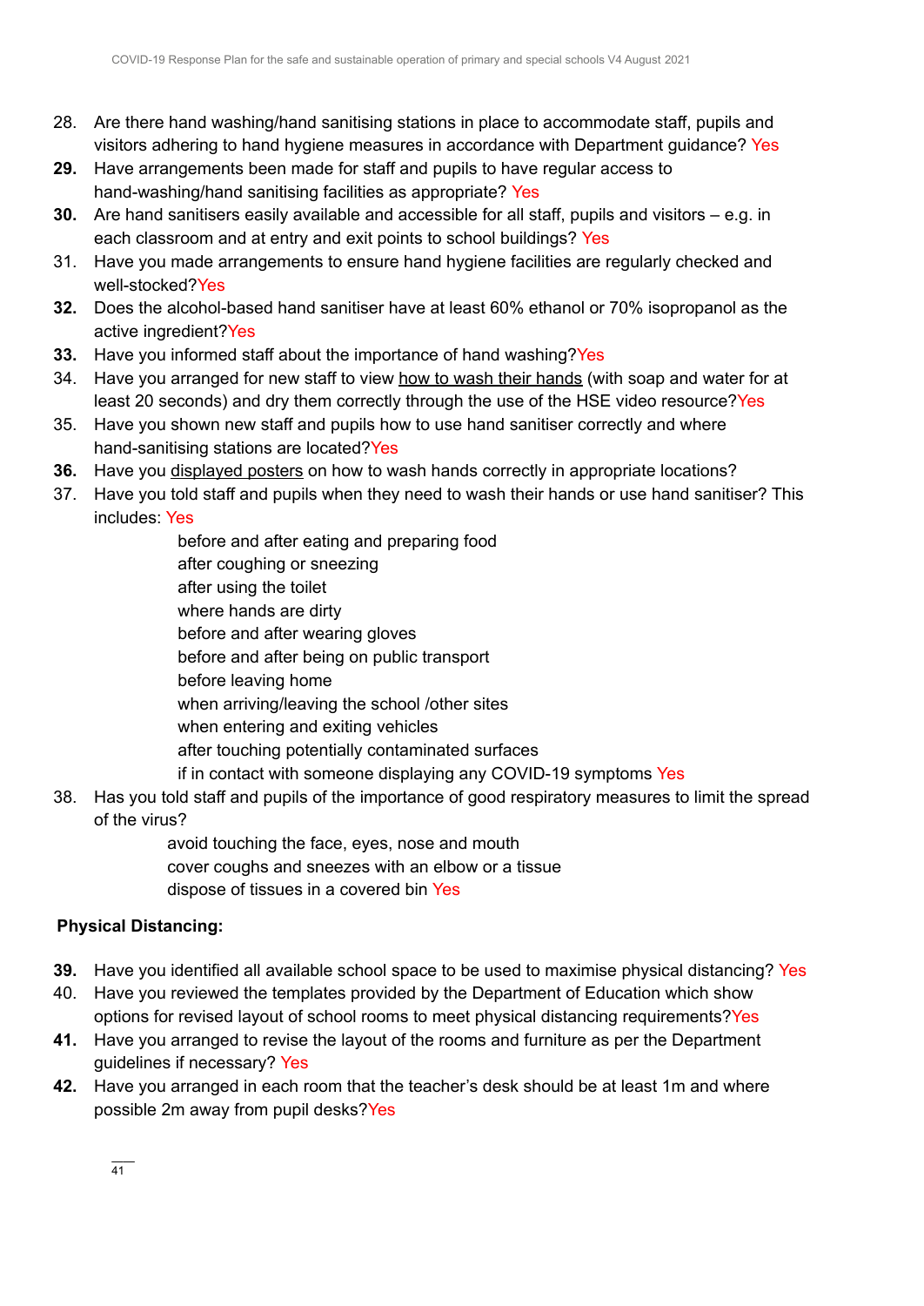28. Are there hand washing/hand sanitising stations in place to accommodate staff, pupils and visitors adhering to hand hygiene measures in accordance with Department guidance? Yes
29. Have arrangements been made for staff and pupils to have regular access to hand-washing/hand sanitising facilities as appropriate? Yes
30. Are hand sanitisers easily available and accessible for all staff, pupils and visitors – e.g. in each classroom and at entry and exit points to school buildings? Yes
31. Have you made arrangements to ensure hand hygiene facilities are regularly checked and well-stocked?Yes
32. Does the alcohol-based hand sanitiser have at least 60% ethanol or 70% isopropanol as the active ingredient?Yes
33. Have you informed staff about the importance of hand washing?Yes
34. Have you arranged for new staff to view how to wash their hands (with soap and water for at least 20 seconds) and dry them correctly through the use of the HSE video resource?Yes
35. Have you shown new staff and pupils how to use hand sanitiser correctly and where hand-sanitising stations are located?Yes
36. Have you displayed posters on how to wash hands correctly in appropriate locations?
37. Have you told staff and pupils when they need to wash their hands or use hand sanitiser? This includes: Yes
    - before and after eating and preparing food
    - after coughing or sneezing
    - after using the toilet
    - where hands are dirty
    - before and after wearing gloves
    - before and after being on public transport
    - before leaving home
    - when arriving/leaving the school /other sites
    - when entering and exiting vehicles
    - after touching potentially contaminated surfaces
    - if in contact with someone displaying any COVID-19 symptoms Yes
38. Has you told staff and pupils of the importance of good respiratory measures to limit the spread of the virus?
    - avoid touching the face, eyes, nose and mouth
    - cover coughs and sneezes with an elbow or a tissue
    - dispose of tissues in a covered bin Yes

**Physical Distancing:**

39. Have you identified all available school space to be used to maximise physical distancing? Yes
40. Have you reviewed the templates provided by the Department of Education which show options for revised layout of school rooms to meet physical distancing requirements?Yes
41. Have you arranged to revise the layout of the rooms and furniture as per the Department guidelines if necessary? Yes
42. Have you arranged in each room that the teacher's desk should be at least 1m and where possible 2m away from pupil desks?Yes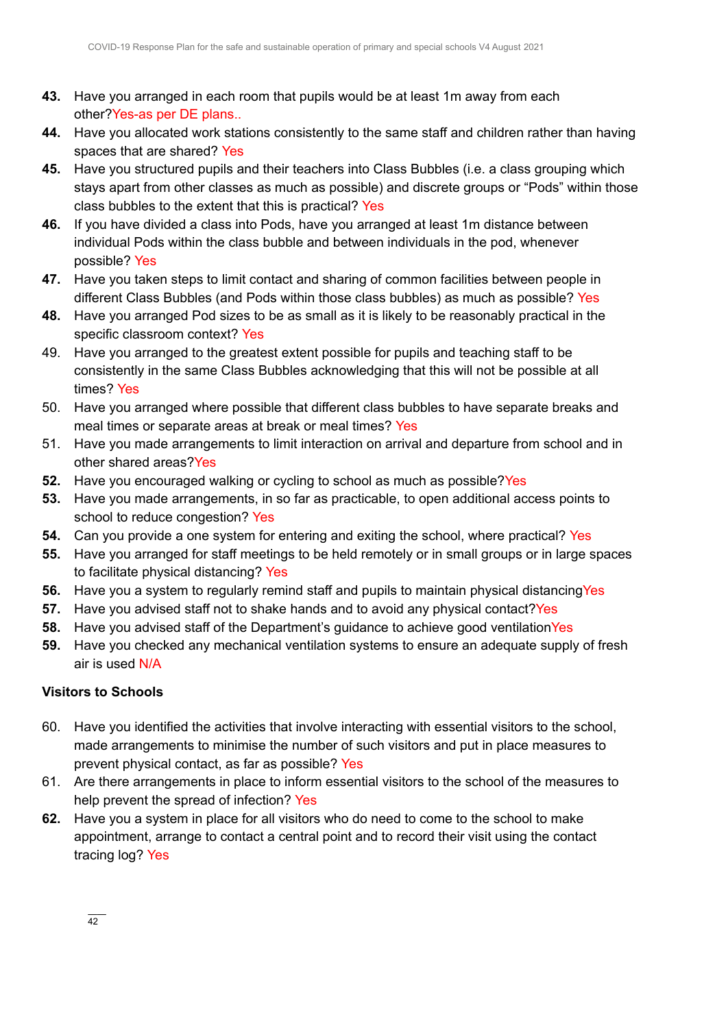**43.** Have you arranged in each room that pupils would be at least 1m away from each other?Yes-as per DE plans..

**44.** Have you allocated work stations consistently to the same staff and children rather than having spaces that are shared? Yes

**45.** Have you structured pupils and their teachers into Class Bubbles (i.e. a class grouping which stays apart from other classes as much as possible) and discrete groups or "Pods" within those class bubbles to the extent that this is practical? Yes

**46.** If you have divided a class into Pods, have you arranged at least 1m distance between individual Pods within the class bubble and between individuals in the pod, whenever possible? Yes

**47.** Have you taken steps to limit contact and sharing of common facilities between people in different Class Bubbles (and Pods within those class bubbles) as much as possible? Yes

**48.** Have you arranged Pod sizes to be as small as it is likely to be reasonably practical in the specific classroom context? Yes

49. Have you arranged to the greatest extent possible for pupils and teaching staff to be consistently in the same Class Bubbles acknowledging that this will not be possible at all times? Yes

50. Have you arranged where possible that different class bubbles to have separate breaks and meal times or separate areas at break or meal times? Yes

51. Have you made arrangements to limit interaction on arrival and departure from school and in other shared areas?Yes

**52.** Have you encouraged walking or cycling to school as much as possible?Yes

**53.** Have you made arrangements, in so far as practicable, to open additional access points to school to reduce congestion? Yes

**54.** Can you provide a one system for entering and exiting the school, where practical? Yes

**55.** Have you arranged for staff meetings to be held remotely or in small groups or in large spaces to facilitate physical distancing? Yes

**56.** Have you a system to regularly remind staff and pupils to maintain physical distancingYes

**57.** Have you advised staff not to shake hands and to avoid any physical contact?Yes

**58.** Have you advised staff of the Department's guidance to achieve good ventilationYes

**59.** Have you checked any mechanical ventilation systems to ensure an adequate supply of fresh air is used N/A

**Visitors to Schools**

60. Have you identified the activities that involve interacting with essential visitors to the school, made arrangements to minimise the number of such visitors and put in place measures to prevent physical contact, as far as possible? Yes

61. Are there arrangements in place to inform essential visitors to the school of the measures to help prevent the spread of infection? Yes

**62.** Have you a system in place for all visitors who do need to come to the school to make appointment, arrange to contact a central point and to record their visit using the contact tracing log? Yes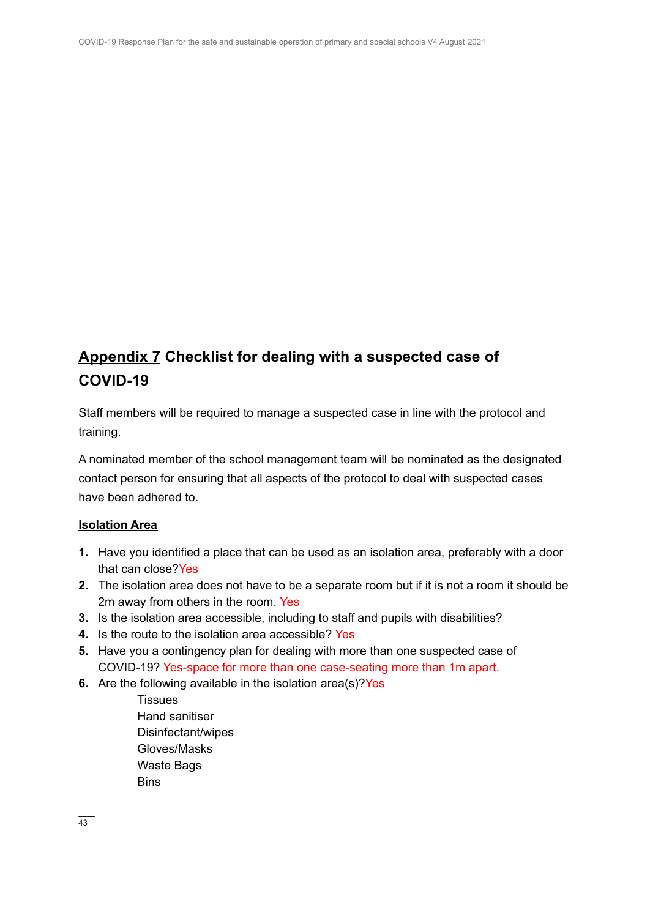## Appendix 7 Checklist for dealing with a suspected case of COVID-19

Staff members will be required to manage a suspected case in line with the protocol and training.

A nominated member of the school management team will be nominated as the designated contact person for ensuring that all aspects of the protocol to deal with suspected cases have been adhered to.

### Isolation Area

1. Have you identified a place that can be used as an isolation area, preferably with a door that can close?Yes
2. The isolation area does not have to be a separate room but if it is not a room it should be 2m away from others in the room. Yes
3. Is the isolation area accessible, including to staff and pupils with disabilities?
4. Is the route to the isolation area accessible? Yes
5. Have you a contingency plan for dealing with more than one suspected case of COVID-19? Yes-space for more than one case-seating more than 1m apart.
6. Are the following available in the isolation area(s)?Yes

    Tissues
    Hand sanitiser
    Disinfectant/wipes
    Gloves/Masks
    Waste Bags
    Bins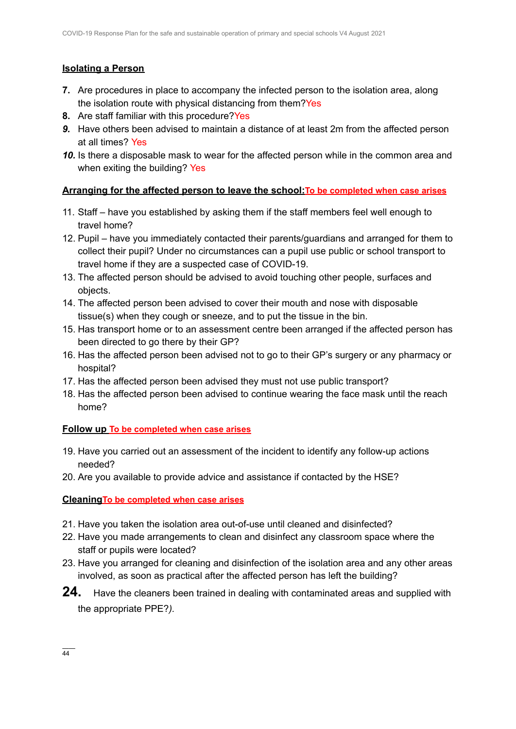**Isolating a Person**

7. Are procedures in place to accompany the infected person to the isolation area, along the isolation route with physical distancing from them?Yes
8. Are staff familiar with this procedure?Yes
9. Have others been advised to maintain a distance of at least 2m from the affected person at all times? Yes
10. Is there a disposable mask to wear for the affected person while in the common area and when exiting the building? Yes

**Arranging for the affected person to leave the school:To be completed when case arises**

11. Staff – have you established by asking them if the staff members feel well enough to travel home?
12. Pupil – have you immediately contacted their parents/guardians and arranged for them to collect their pupil? Under no circumstances can a pupil use public or school transport to travel home if they are a suspected case of COVID-19.
13. The affected person should be advised to avoid touching other people, surfaces and objects.
14. The affected person been advised to cover their mouth and nose with disposable tissue(s) when they cough or sneeze, and to put the tissue in the bin.
15. Has transport home or to an assessment centre been arranged if the affected person has been directed to go there by their GP?
16. Has the affected person been advised not to go to their GP's surgery or any pharmacy or hospital?
17. Has the affected person been advised they must not use public transport?
18. Has the affected person been advised to continue wearing the face mask until the reach home?

**Follow up To be completed when case arises**

19. Have you carried out an assessment of the incident to identify any follow-up actions needed?
20. Are you available to provide advice and assistance if contacted by the HSE?

**CleaningTo be completed when case arises**

21. Have you taken the isolation area out-of-use until cleaned and disinfected?
22. Have you made arrangements to clean and disinfect any classroom space where the staff or pupils were located?
23. Have you arranged for cleaning and disinfection of the isolation area and any other areas involved, as soon as practical after the affected person has left the building?
24. Have the cleaners been trained in dealing with contaminated areas and supplied with the appropriate PPE?*).*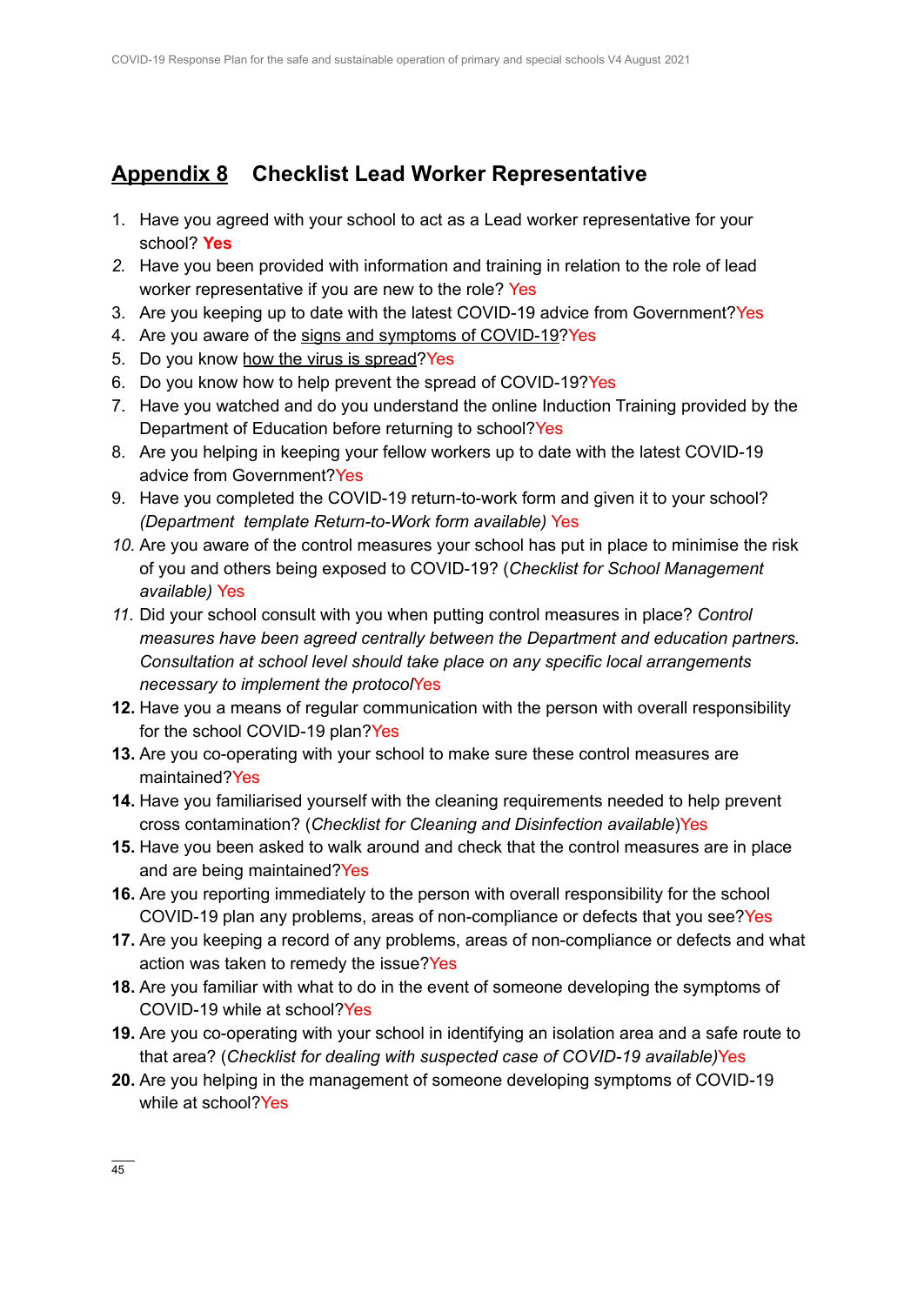## Appendix 8 Checklist Lead Worker Representative

1. Have you agreed with your school to act as a Lead worker representative for your school? **Yes**
2. Have you been provided with information and training in relation to the role of lead worker representative if you are new to the role? Yes
3. Are you keeping up to date with the latest COVID-19 advice from Government?Yes
4. Are you aware of the signs and symptoms of COVID-19?Yes
5. Do you know how the virus is spread?Yes
6. Do you know how to help prevent the spread of COVID-19?Yes
7. Have you watched and do you understand the online Induction Training provided by the Department of Education before returning to school?Yes
8. Are you helping in keeping your fellow workers up to date with the latest COVID-19 advice from Government?Yes
9. Have you completed the COVID-19 return-to-work form and given it to your school? *(Department template Return-to-Work form available)* Yes
10. Are you aware of the control measures your school has put in place to minimise the risk of you and others being exposed to COVID-19? (*Checklist for School Management available)* Yes
11. Did your school consult with you when putting control measures in place? *Control measures have been agreed centrally between the Department and education partners. Consultation at school level should take place on any specific local arrangements necessary to implement the protocol*Yes
12. Have you a means of regular communication with the person with overall responsibility for the school COVID-19 plan?Yes
13. Are you co-operating with your school to make sure these control measures are maintained?Yes
14. Have you familiarised yourself with the cleaning requirements needed to help prevent cross contamination? (*Checklist for Cleaning and Disinfection available*)Yes
15. Have you been asked to walk around and check that the control measures are in place and are being maintained?Yes
16. Are you reporting immediately to the person with overall responsibility for the school COVID-19 plan any problems, areas of non-compliance or defects that you see?Yes
17. Are you keeping a record of any problems, areas of non-compliance or defects and what action was taken to remedy the issue?Yes
18. Are you familiar with what to do in the event of someone developing the symptoms of COVID-19 while at school?Yes
19. Are you co-operating with your school in identifying an isolation area and a safe route to that area? (*Checklist for dealing with suspected case of COVID-19 available)*Yes
20. Are you helping in the management of someone developing symptoms of COVID-19 while at school?Yes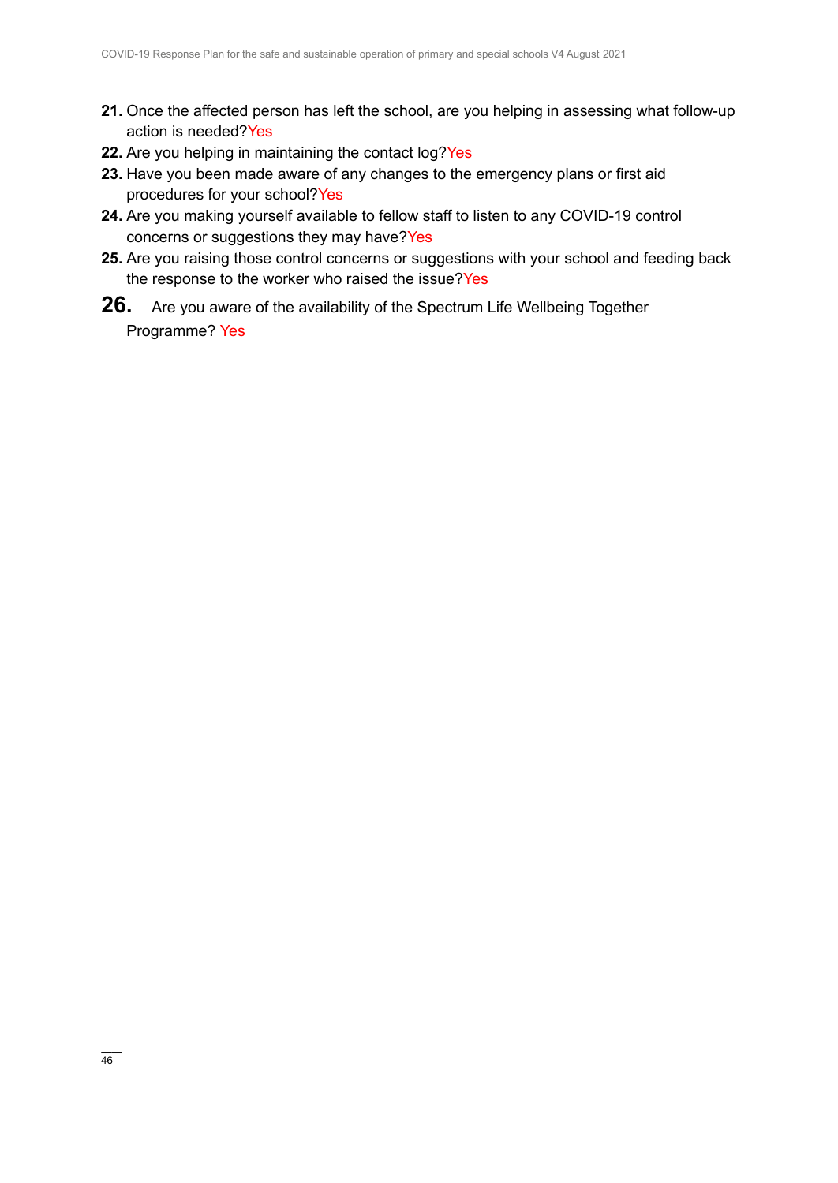21. Once the affected person has left the school, are you helping in assessing what follow-up action is needed?Yes
22. Are you helping in maintaining the contact log?Yes
23. Have you been made aware of any changes to the emergency plans or first aid procedures for your school?Yes
24. Are you making yourself available to fellow staff to listen to any COVID-19 control concerns or suggestions they may have?Yes
25. Are you raising those control concerns or suggestions with your school and feeding back the response to the worker who raised the issue?Yes
26. Are you aware of the availability of the Spectrum Life Wellbeing Together Programme? Yes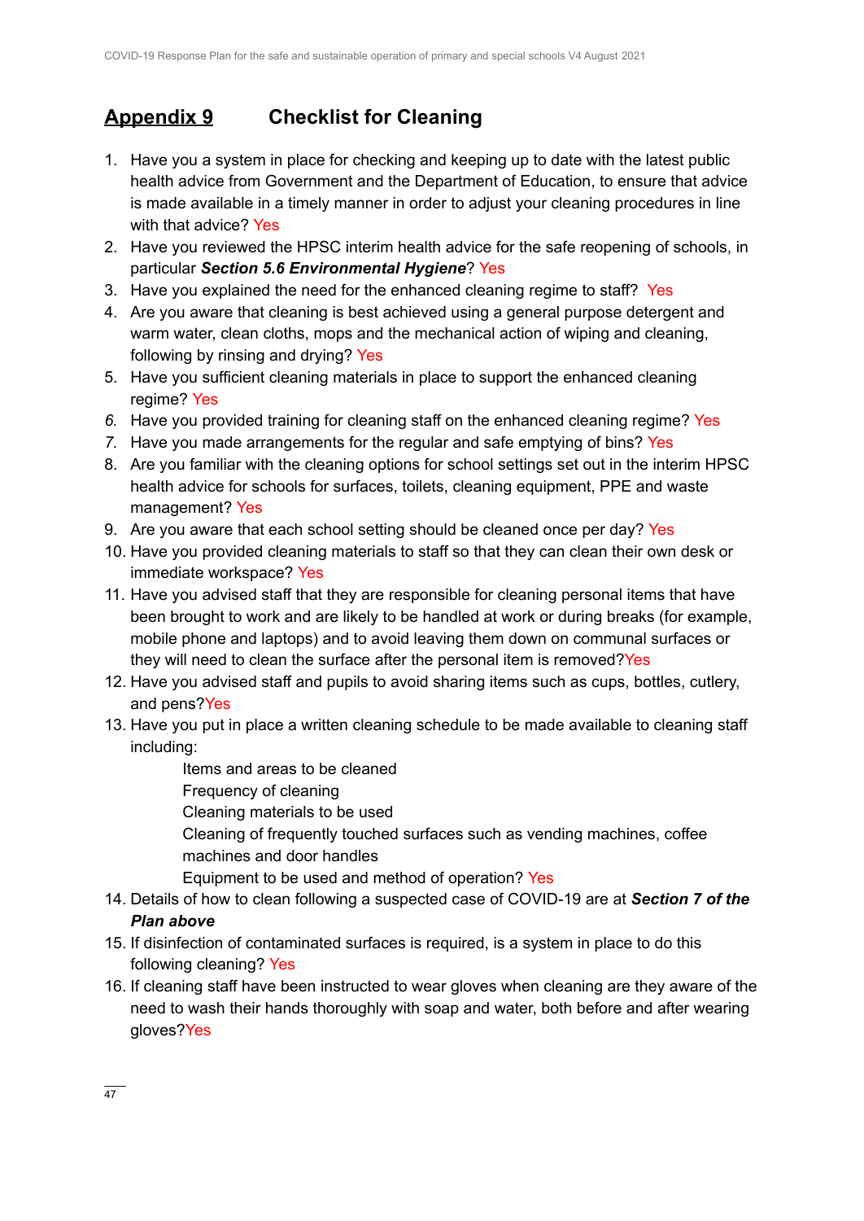## Appendix 9 Checklist for Cleaning

1. Have you a system in place for checking and keeping up to date with the latest public health advice from Government and the Department of Education, to ensure that advice is made available in a timely manner in order to adjust your cleaning procedures in line with that advice? Yes
2. Have you reviewed the HPSC interim health advice for the safe reopening of schools, in particular ***Section 5.6 Environmental Hygiene***? Yes
3. Have you explained the need for the enhanced cleaning regime to staff? Yes
4. Are you aware that cleaning is best achieved using a general purpose detergent and warm water, clean cloths, mops and the mechanical action of wiping and cleaning, following by rinsing and drying? Yes
5. Have you sufficient cleaning materials in place to support the enhanced cleaning regime? Yes
6. Have you provided training for cleaning staff on the enhanced cleaning regime? Yes
7. Have you made arrangements for the regular and safe emptying of bins? Yes
8. Are you familiar with the cleaning options for school settings set out in the interim HPSC health advice for schools for surfaces, toilets, cleaning equipment, PPE and waste management? Yes
9. Are you aware that each school setting should be cleaned once per day? Yes
10. Have you provided cleaning materials to staff so that they can clean their own desk or immediate workspace? Yes
11. Have you advised staff that they are responsible for cleaning personal items that have been brought to work and are likely to be handled at work or during breaks (for example, mobile phone and laptops) and to avoid leaving them down on communal surfaces or they will need to clean the surface after the personal item is removed?Yes
12. Have you advised staff and pupils to avoid sharing items such as cups, bottles, cutlery, and pens?Yes
13. Have you put in place a written cleaning schedule to be made available to cleaning staff including:
    - Items and areas to be cleaned
    - Frequency of cleaning
    - Cleaning materials to be used
    - Cleaning of frequently touched surfaces such as vending machines, coffee machines and door handles
    - Equipment to be used and method of operation? Yes
14. Details of how to clean following a suspected case of COVID-19 are at ***Section 7 of the Plan above***
15. If disinfection of contaminated surfaces is required, is a system in place to do this following cleaning? Yes
16. If cleaning staff have been instructed to wear gloves when cleaning are they aware of the need to wash their hands thoroughly with soap and water, both before and after wearing gloves?Yes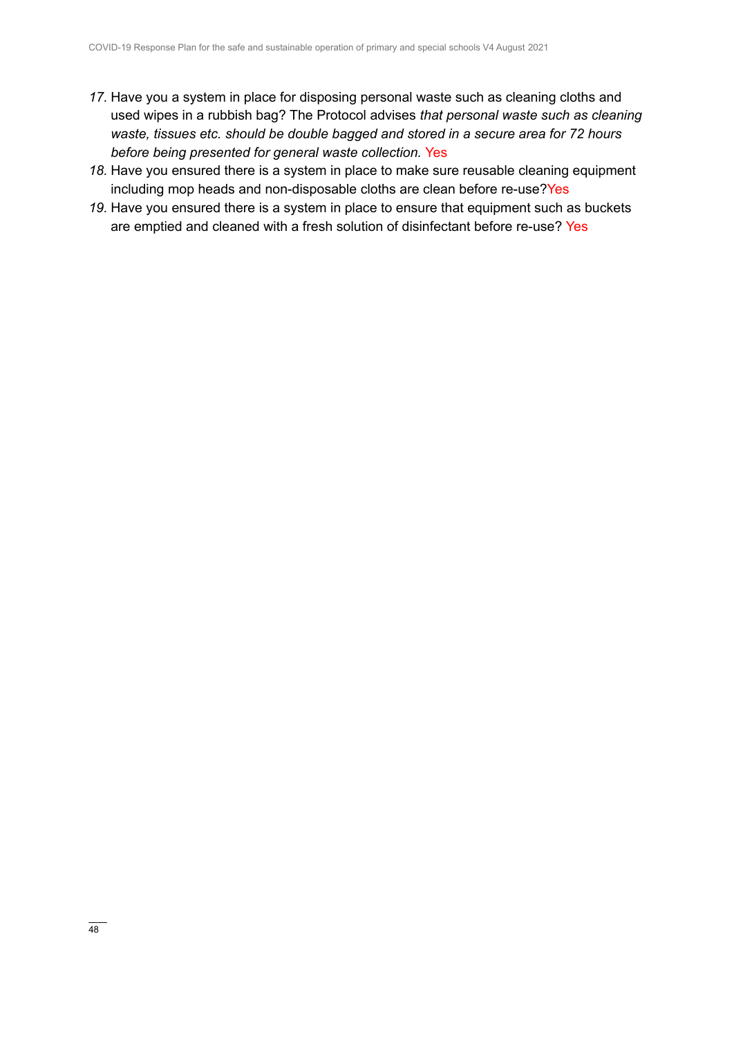*17.* Have you a system in place for disposing personal waste such as cleaning cloths and used wipes in a rubbish bag? The Protocol advises *that personal waste such as cleaning waste, tissues etc. should be double bagged and stored in a secure area for 72 hours before being presented for general waste collection.* Yes

*18.* Have you ensured there is a system in place to make sure reusable cleaning equipment including mop heads and non-disposable cloths are clean before re-use?Yes

*19.* Have you ensured there is a system in place to ensure that equipment such as buckets are emptied and cleaned with a fresh solution of disinfectant before re-use? Yes